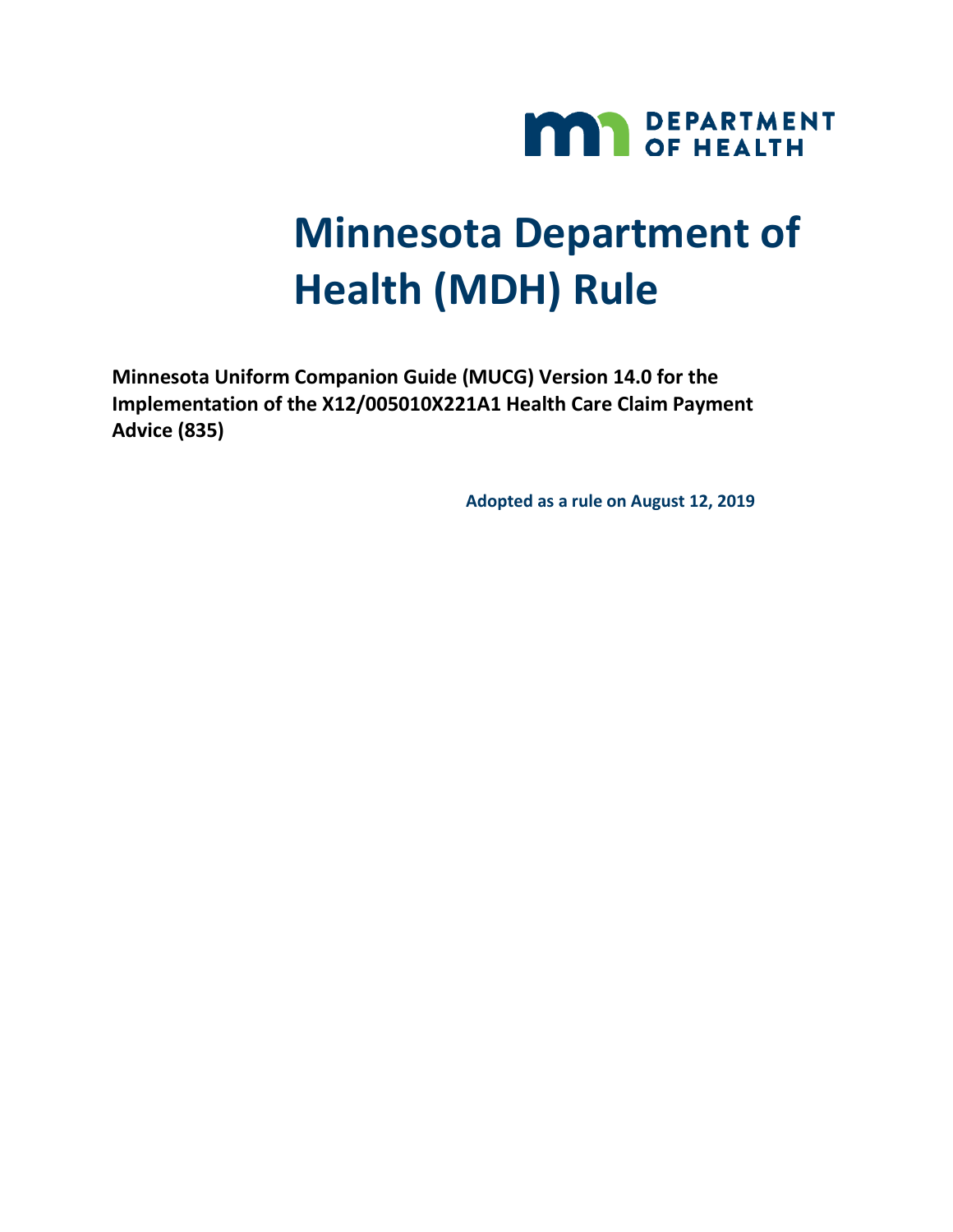DEPARTMENT OF HEALTH

# Minnesota Department of Health (MDH) Rule

**Minnesota Uniform Companion Guide (MUCG) Version 14.0 for the Implementation of the X12/005010X221A1 Health Care Claim Payment Advice (835)**

**Adopted as a rule on August 12, 2019**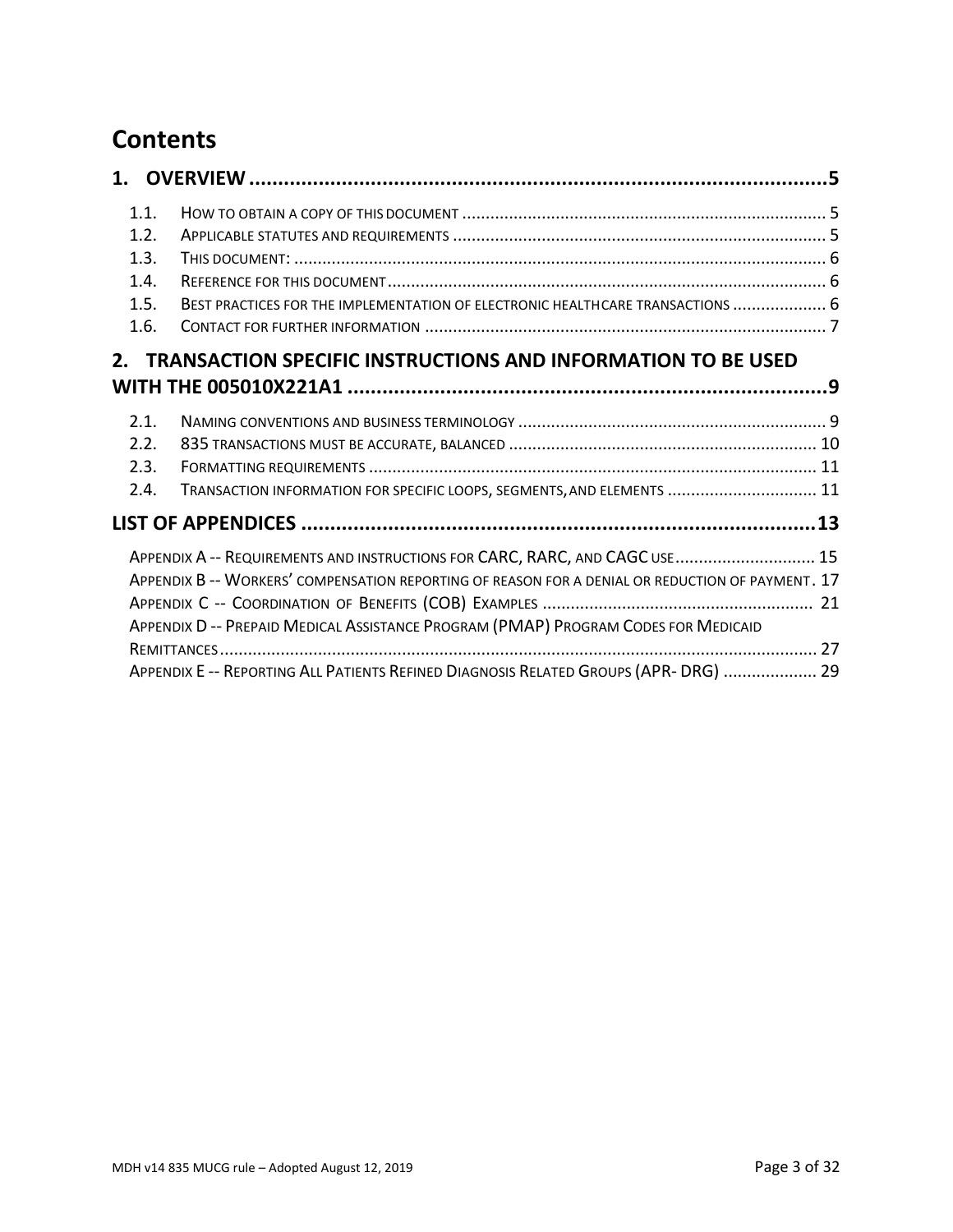# Contents

**1. OVERVIEW ..................................................................................................5**

- 1.1. HOW TO OBTAIN A COPY OF THIS DOCUMENT ............................................................................ 5
- 1.2. APPLICABLE STATUTES AND REQUIREMENTS ............................................................................. 5
- 1.3. THIS DOCUMENT: ............................................................................................................... 6
- 1.4. REFERENCE FOR THIS DOCUMENT.......................................................................................... 6
- 1.5. BEST PRACTICES FOR THE IMPLEMENTATION OF ELECTRONIC HEALTHCARE TRANSACTIONS .................... 6
- 1.6. CONTACT FOR FURTHER INFORMATION .................................................................................... 7

**2. TRANSACTION SPECIFIC INSTRUCTIONS AND INFORMATION TO BE USED WITH THE 005010X221A1 ......................................................................................9**

- 2.1. NAMING CONVENTIONS AND BUSINESS TERMINOLOGY ................................................................. 9
- 2.2. 835 TRANSACTIONS MUST BE ACCURATE, BALANCED ................................................................. 10
- 2.3. FORMATTING REQUIREMENTS ............................................................................................... 11
- 2.4. TRANSACTION INFORMATION FOR SPECIFIC LOOPS, SEGMENTS, AND ELEMENTS ................................ 11

**LIST OF APPENDICES ..........................................................................................13**

- APPENDIX A -- REQUIREMENTS AND INSTRUCTIONS FOR CARC, RARC, AND CAGC USE............................. 15
- APPENDIX B -- WORKERS' COMPENSATION REPORTING OF REASON FOR A DENIAL OR REDUCTION OF PAYMENT. 17
- APPENDIX C -- COORDINATION OF BENEFITS (COB) EXAMPLES ......................................................... 21
- APPENDIX D -- PREPAID MEDICAL ASSISTANCE PROGRAM (PMAP) PROGRAM CODES FOR MEDICAID REMITTANCES.......................................................................................................................... 27
- APPENDIX E -- REPORTING ALL PATIENTS REFINED DIAGNOSIS RELATED GROUPS (APR- DRG) .................... 29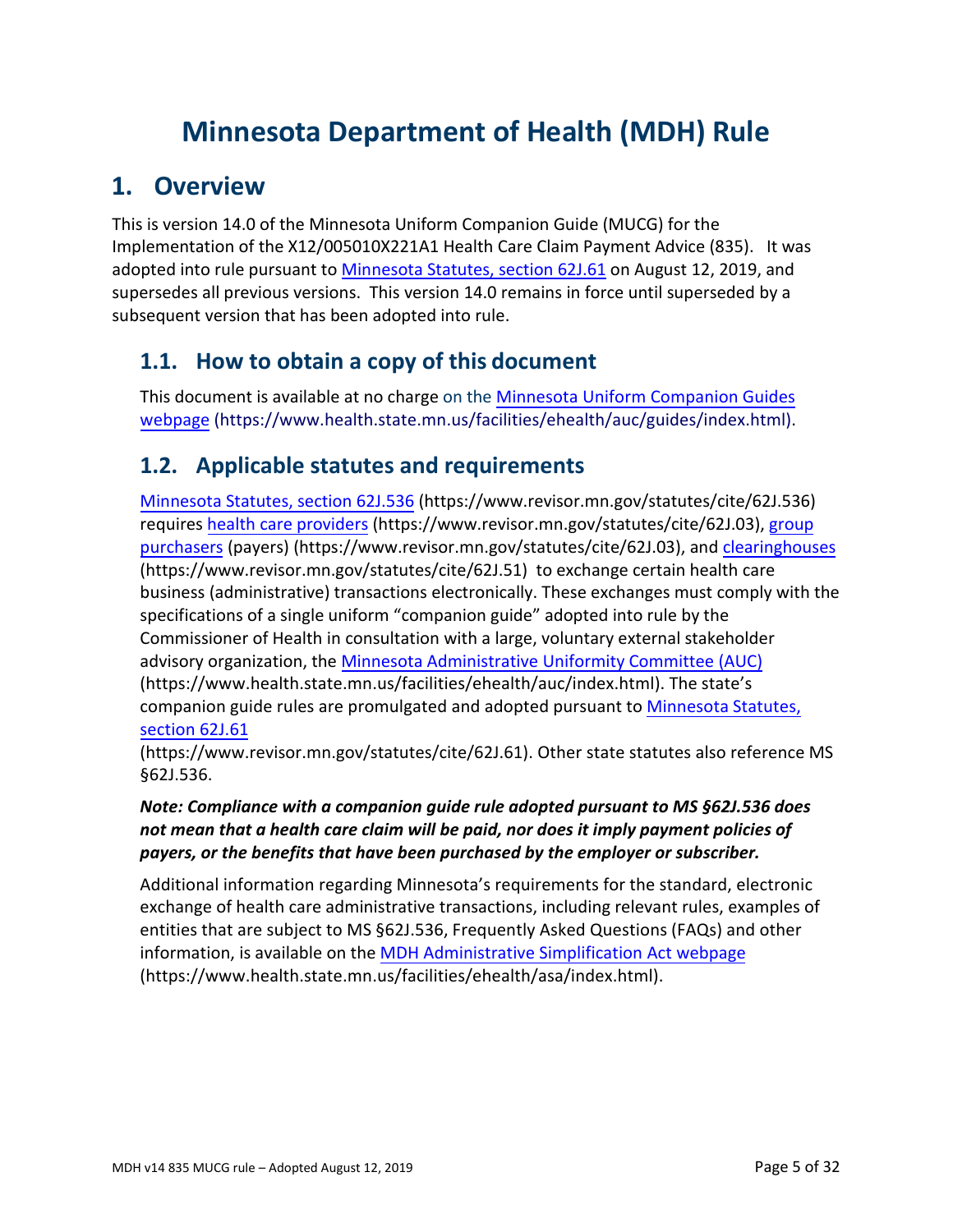# Minnesota Department of Health (MDH) Rule

## 1. Overview

This is version 14.0 of the Minnesota Uniform Companion Guide (MUCG) for the Implementation of the X12/005010X221A1 Health Care Claim Payment Advice (835). It was adopted into rule pursuant to Minnesota Statutes, section 62J.61 on August 12, 2019, and supersedes all previous versions. This version 14.0 remains in force until superseded by a subsequent version that has been adopted into rule.

### 1.1. How to obtain a copy of this document

This document is available at no charge on the Minnesota Uniform Companion Guides webpage (https://www.health.state.mn.us/facilities/ehealth/auc/guides/index.html).

### 1.2. Applicable statutes and requirements

Minnesota Statutes, section 62J.536 (https://www.revisor.mn.gov/statutes/cite/62J.536) requires health care providers (https://www.revisor.mn.gov/statutes/cite/62J.03), group purchasers (payers) (https://www.revisor.mn.gov/statutes/cite/62J.03), and clearinghouses (https://www.revisor.mn.gov/statutes/cite/62J.51) to exchange certain health care business (administrative) transactions electronically. These exchanges must comply with the specifications of a single uniform "companion guide" adopted into rule by the Commissioner of Health in consultation with a large, voluntary external stakeholder advisory organization, the Minnesota Administrative Uniformity Committee (AUC) (https://www.health.state.mn.us/facilities/ehealth/auc/index.html). The state's companion guide rules are promulgated and adopted pursuant to Minnesota Statutes, section 62J.61 (https://www.revisor.mn.gov/statutes/cite/62J.61). Other state statutes also reference MS §62J.536.

***Note: Compliance with a companion guide rule adopted pursuant to MS §62J.536 does not mean that a health care claim will be paid, nor does it imply payment policies of payers, or the benefits that have been purchased by the employer or subscriber.***

Additional information regarding Minnesota's requirements for the standard, electronic exchange of health care administrative transactions, including relevant rules, examples of entities that are subject to MS §62J.536, Frequently Asked Questions (FAQs) and other information, is available on the MDH Administrative Simplification Act webpage (https://www.health.state.mn.us/facilities/ehealth/asa/index.html).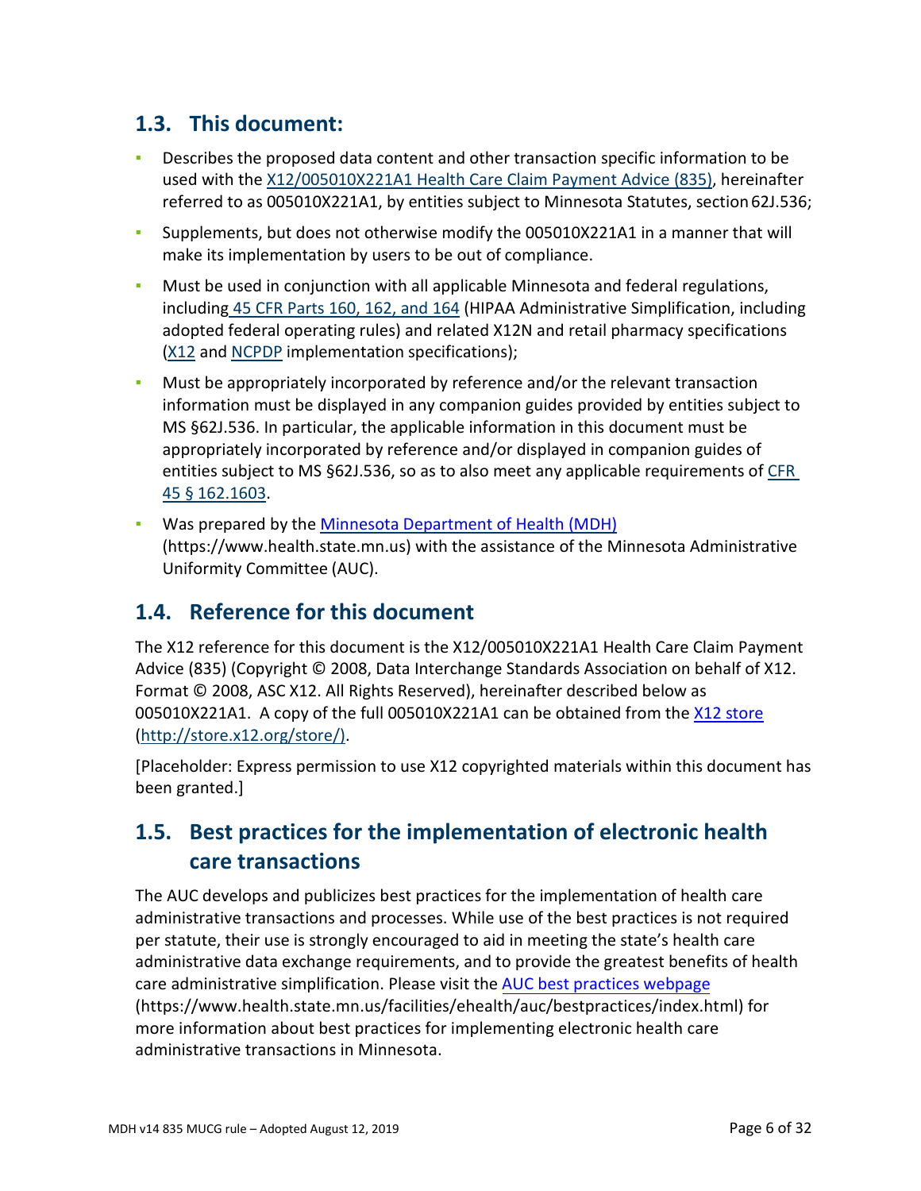## 1.3. This document:

- Describes the proposed data content and other transaction specific information to be used with the X12/005010X221A1 Health Care Claim Payment Advice (835), hereinafter referred to as 005010X221A1, by entities subject to Minnesota Statutes, section 62J.536;
- Supplements, but does not otherwise modify the 005010X221A1 in a manner that will make its implementation by users to be out of compliance.
- Must be used in conjunction with all applicable Minnesota and federal regulations, including 45 CFR Parts 160, 162, and 164 (HIPAA Administrative Simplification, including adopted federal operating rules) and related X12N and retail pharmacy specifications (X12 and NCPDP implementation specifications);
- Must be appropriately incorporated by reference and/or the relevant transaction information must be displayed in any companion guides provided by entities subject to MS §62J.536. In particular, the applicable information in this document must be appropriately incorporated by reference and/or displayed in companion guides of entities subject to MS §62J.536, so as to also meet any applicable requirements of CFR 45 § 162.1603.
- Was prepared by the Minnesota Department of Health (MDH) (https://www.health.state.mn.us) with the assistance of the Minnesota Administrative Uniformity Committee (AUC).

## 1.4. Reference for this document

The X12 reference for this document is the X12/005010X221A1 Health Care Claim Payment Advice (835) (Copyright © 2008, Data Interchange Standards Association on behalf of X12. Format © 2008, ASC X12. All Rights Reserved), hereinafter described below as 005010X221A1. A copy of the full 005010X221A1 can be obtained from the X12 store (http://store.x12.org/store/).

[Placeholder: Express permission to use X12 copyrighted materials within this document has been granted.]

## 1.5. Best practices for the implementation of electronic health care transactions

The AUC develops and publicizes best practices for the implementation of health care administrative transactions and processes. While use of the best practices is not required per statute, their use is strongly encouraged to aid in meeting the state's health care administrative data exchange requirements, and to provide the greatest benefits of health care administrative simplification. Please visit the AUC best practices webpage (https://www.health.state.mn.us/facilities/ehealth/auc/bestpractices/index.html) for more information about best practices for implementing electronic health care administrative transactions in Minnesota.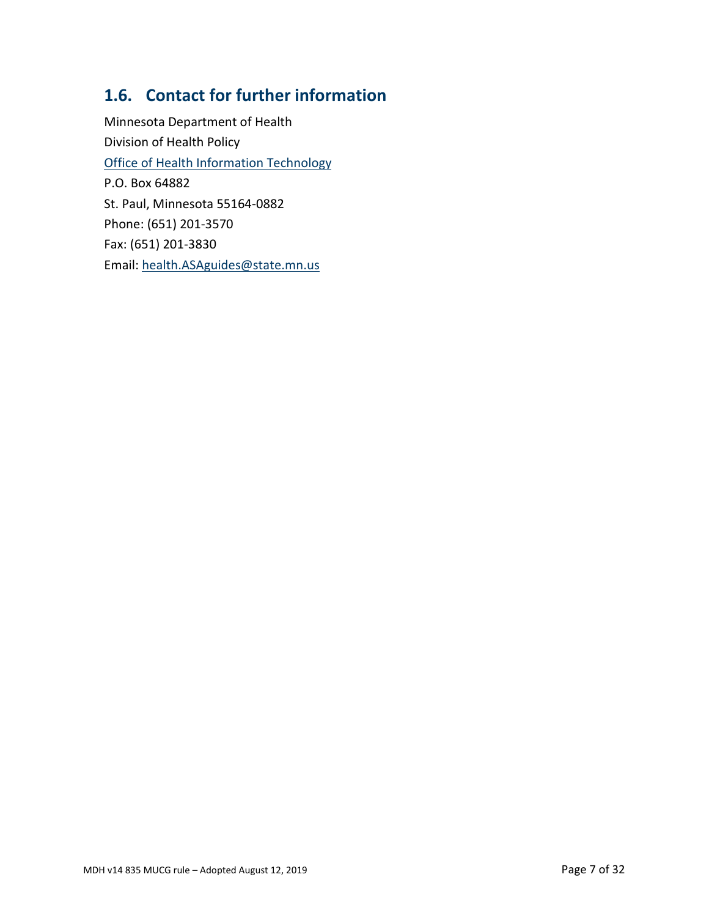## 1.6. Contact for further information

Minnesota Department of Health

Division of Health Policy

Office of Health Information Technology

P.O. Box 64882

St. Paul, Minnesota 55164-0882

Phone: (651) 201-3570

Fax: (651) 201-3830

Email: health.ASAguides@state.mn.us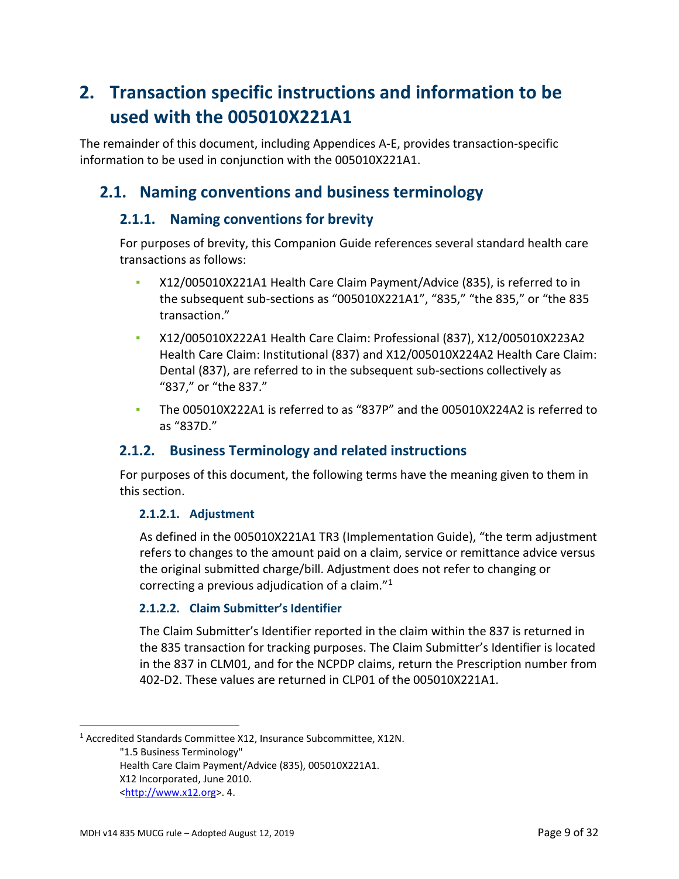# 2. Transaction specific instructions and information to be used with the 005010X221A1

The remainder of this document, including Appendices A-E, provides transaction-specific information to be used in conjunction with the 005010X221A1.

## 2.1. Naming conventions and business terminology

### 2.1.1. Naming conventions for brevity

For purposes of brevity, this Companion Guide references several standard health care transactions as follows:

- X12/005010X221A1 Health Care Claim Payment/Advice (835), is referred to in the subsequent sub-sections as "005010X221A1", "835," "the 835," or "the 835 transaction."
- X12/005010X222A1 Health Care Claim: Professional (837), X12/005010X223A2 Health Care Claim: Institutional (837) and X12/005010X224A2 Health Care Claim: Dental (837), are referred to in the subsequent sub-sections collectively as "837," or "the 837."
- The 005010X222A1 is referred to as "837P" and the 005010X224A2 is referred to as "837D."

### 2.1.2. Business Terminology and related instructions

For purposes of this document, the following terms have the meaning given to them in this section.

#### 2.1.2.1. Adjustment

As defined in the 005010X221A1 TR3 (Implementation Guide), "the term adjustment refers to changes to the amount paid on a claim, service or remittance advice versus the original submitted charge/bill. Adjustment does not refer to changing or correcting a previous adjudication of a claim."[1]

#### 2.1.2.2. Claim Submitter's Identifier

The Claim Submitter's Identifier reported in the claim within the 837 is returned in the 835 transaction for tracking purposes. The Claim Submitter's Identifier is located in the 837 in CLM01, and for the NCPDP claims, return the Prescription number from 402-D2. These values are returned in CLP01 of the 005010X221A1.

---

[1] Accredited Standards Committee X12, Insurance Subcommittee, X12N.
"1.5 Business Terminology"
Health Care Claim Payment/Advice (835), 005010X221A1.
X12 Incorporated, June 2010.
<http://www.x12.org>. 4.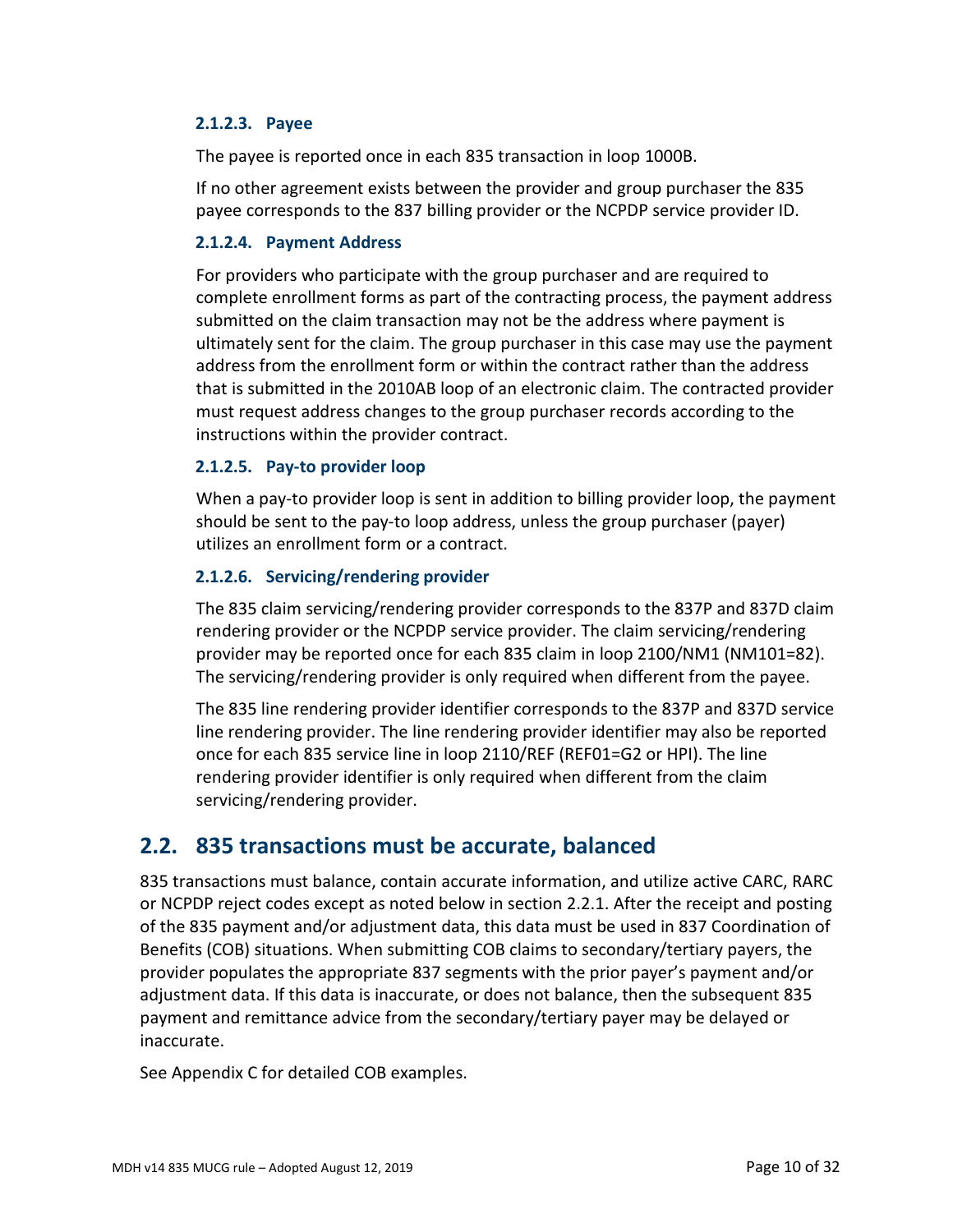#### 2.1.2.3. Payee

The payee is reported once in each 835 transaction in loop 1000B.

If no other agreement exists between the provider and group purchaser the 835 payee corresponds to the 837 billing provider or the NCPDP service provider ID.

#### 2.1.2.4. Payment Address

For providers who participate with the group purchaser and are required to complete enrollment forms as part of the contracting process, the payment address submitted on the claim transaction may not be the address where payment is ultimately sent for the claim. The group purchaser in this case may use the payment address from the enrollment form or within the contract rather than the address that is submitted in the 2010AB loop of an electronic claim. The contracted provider must request address changes to the group purchaser records according to the instructions within the provider contract.

#### 2.1.2.5. Pay-to provider loop

When a pay-to provider loop is sent in addition to billing provider loop, the payment should be sent to the pay-to loop address, unless the group purchaser (payer) utilizes an enrollment form or a contract.

#### 2.1.2.6. Servicing/rendering provider

The 835 claim servicing/rendering provider corresponds to the 837P and 837D claim rendering provider or the NCPDP service provider. The claim servicing/rendering provider may be reported once for each 835 claim in loop 2100/NM1 (NM101=82). The servicing/rendering provider is only required when different from the payee.

The 835 line rendering provider identifier corresponds to the 837P and 837D service line rendering provider. The line rendering provider identifier may also be reported once for each 835 service line in loop 2110/REF (REF01=G2 or HPI). The line rendering provider identifier is only required when different from the claim servicing/rendering provider.

## 2.2. 835 transactions must be accurate, balanced

835 transactions must balance, contain accurate information, and utilize active CARC, RARC or NCPDP reject codes except as noted below in section 2.2.1. After the receipt and posting of the 835 payment and/or adjustment data, this data must be used in 837 Coordination of Benefits (COB) situations. When submitting COB claims to secondary/tertiary payers, the provider populates the appropriate 837 segments with the prior payer's payment and/or adjustment data. If this data is inaccurate, or does not balance, then the subsequent 835 payment and remittance advice from the secondary/tertiary payer may be delayed or inaccurate.

See Appendix C for detailed COB examples.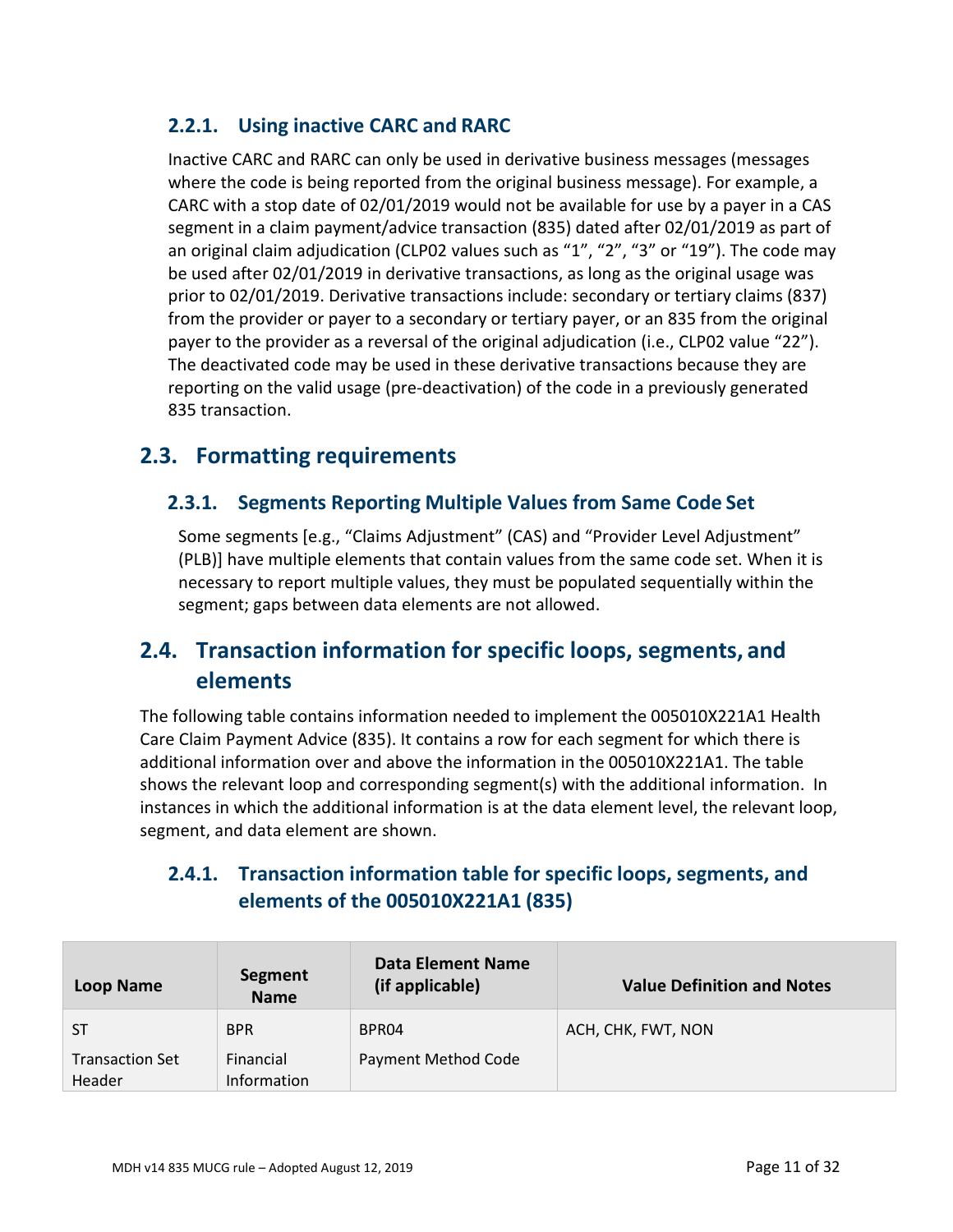### 2.2.1. Using inactive CARC and RARC

Inactive CARC and RARC can only be used in derivative business messages (messages where the code is being reported from the original business message). For example, a CARC with a stop date of 02/01/2019 would not be available for use by a payer in a CAS segment in a claim payment/advice transaction (835) dated after 02/01/2019 as part of an original claim adjudication (CLP02 values such as "1", "2", "3" or "19"). The code may be used after 02/01/2019 in derivative transactions, as long as the original usage was prior to 02/01/2019. Derivative transactions include: secondary or tertiary claims (837) from the provider or payer to a secondary or tertiary payer, or an 835 from the original payer to the provider as a reversal of the original adjudication (i.e., CLP02 value "22"). The deactivated code may be used in these derivative transactions because they are reporting on the valid usage (pre-deactivation) of the code in a previously generated 835 transaction.

## 2.3. Formatting requirements

### 2.3.1. Segments Reporting Multiple Values from Same Code Set

Some segments [e.g., "Claims Adjustment" (CAS) and "Provider Level Adjustment" (PLB)] have multiple elements that contain values from the same code set. When it is necessary to report multiple values, they must be populated sequentially within the segment; gaps between data elements are not allowed.

## 2.4. Transaction information for specific loops, segments, and elements

The following table contains information needed to implement the 005010X221A1 Health Care Claim Payment Advice (835). It contains a row for each segment for which there is additional information over and above the information in the 005010X221A1. The table shows the relevant loop and corresponding segment(s) with the additional information. In instances in which the additional information is at the data element level, the relevant loop, segment, and data element are shown.

### 2.4.1. Transaction information table for specific loops, segments, and elements of the 005010X221A1 (835)

| Loop Name | Segment Name | Data Element Name (if applicable) | Value Definition and Notes |
|---|---|---|---|
| ST<br>Transaction Set Header | BPR<br>Financial Information | BPR04<br>Payment Method Code | ACH, CHK, FWT, NON |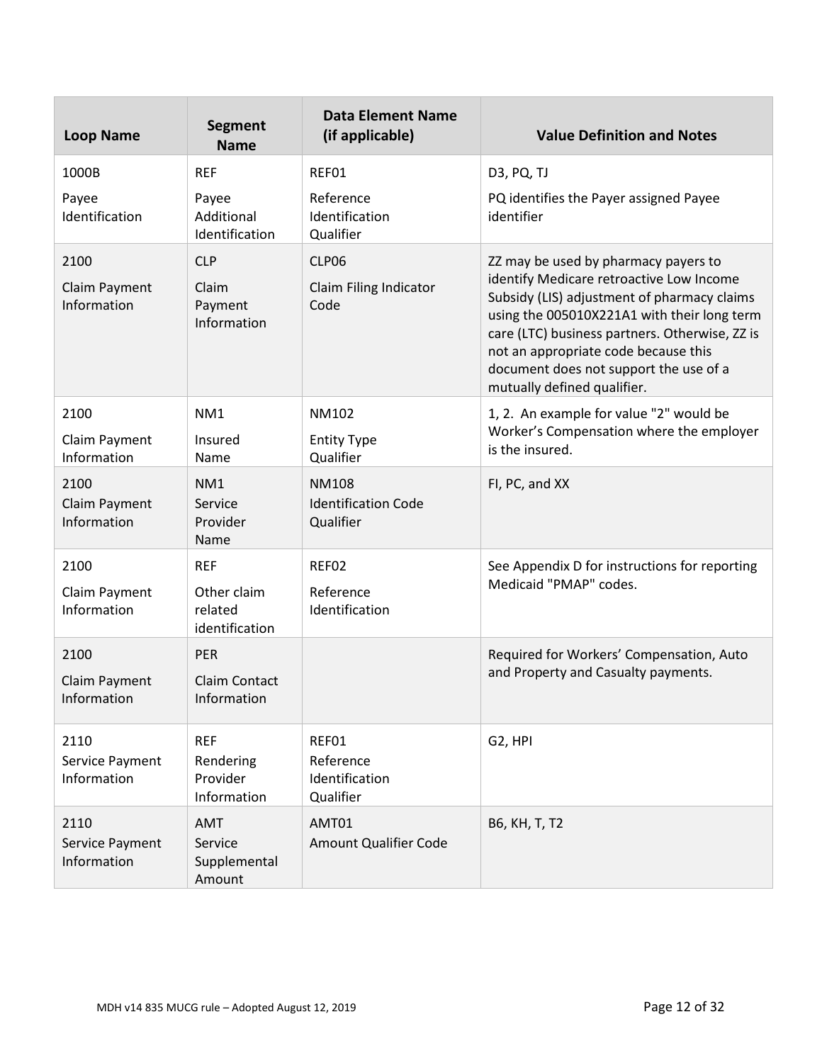| Loop Name | Segment Name | Data Element Name (if applicable) | Value Definition and Notes |
|---|---|---|---|
| 1000B<br>Payee Identification | REF<br>Payee Additional Identification | REF01<br>Reference Identification Qualifier | D3, PQ, TJ<br>PQ identifies the Payer assigned Payee identifier |
| 2100<br>Claim Payment Information | CLP<br>Claim Payment Information | CLP06<br>Claim Filing Indicator Code | ZZ may be used by pharmacy payers to identify Medicare retroactive Low Income Subsidy (LIS) adjustment of pharmacy claims using the 005010X221A1 with their long term care (LTC) business partners. Otherwise, ZZ is not an appropriate code because this document does not support the use of a mutually defined qualifier. |
| 2100<br>Claim Payment Information | NM1<br>Insured Name | NM102<br>Entity Type Qualifier | 1, 2. An example for value "2" would be Worker's Compensation where the employer is the insured. |
| 2100<br>Claim Payment Information | NM1<br>Service Provider Name | NM108<br>Identification Code Qualifier | FI, PC, and XX |
| 2100<br>Claim Payment Information | REF<br>Other claim related identification | REF02<br>Reference Identification | See Appendix D for instructions for reporting Medicaid "PMAP" codes. |
| 2100<br>Claim Payment Information | PER<br>Claim Contact Information | | Required for Workers' Compensation, Auto and Property and Casualty payments. |
| 2110<br>Service Payment Information | REF<br>Rendering Provider Information | REF01<br>Reference Identification Qualifier | G2, HPI |
| 2110<br>Service Payment Information | AMT<br>Service Supplemental Amount | AMT01<br>Amount Qualifier Code | B6, KH, T, T2 |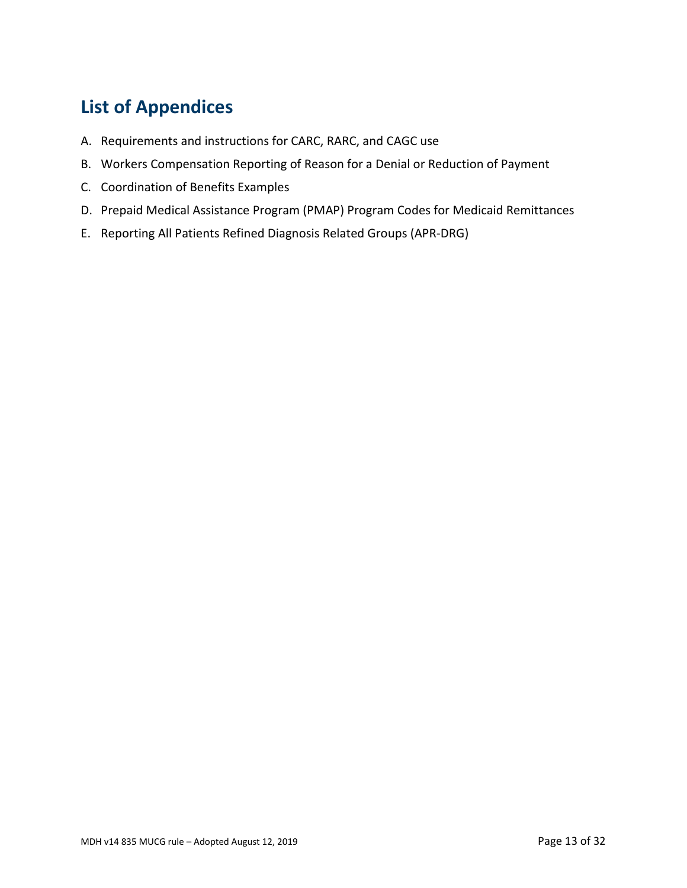## List of Appendices

A. Requirements and instructions for CARC, RARC, and CAGC use
B. Workers Compensation Reporting of Reason for a Denial or Reduction of Payment
C. Coordination of Benefits Examples
D. Prepaid Medical Assistance Program (PMAP) Program Codes for Medicaid Remittances
E. Reporting All Patients Refined Diagnosis Related Groups (APR-DRG)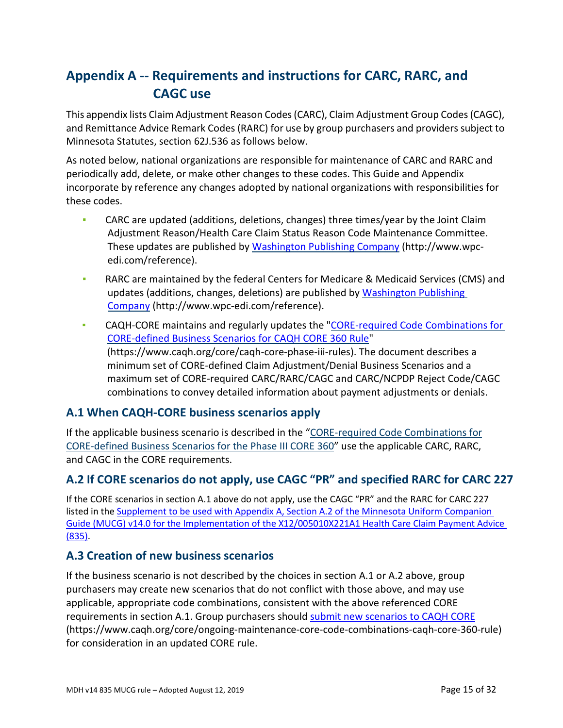# Appendix A -- Requirements and instructions for CARC, RARC, and CAGC use

This appendix lists Claim Adjustment Reason Codes (CARC), Claim Adjustment Group Codes (CAGC), and Remittance Advice Remark Codes (RARC) for use by group purchasers and providers subject to Minnesota Statutes, section 62J.536 as follows below.

As noted below, national organizations are responsible for maintenance of CARC and RARC and periodically add, delete, or make other changes to these codes. This Guide and Appendix incorporate by reference any changes adopted by national organizations with responsibilities for these codes.

- CARC are updated (additions, deletions, changes) three times/year by the Joint Claim Adjustment Reason/Health Care Claim Status Reason Code Maintenance Committee. These updates are published by [Washington Publishing Company](http://www.wpc-edi.com/reference) (http://www.wpc-edi.com/reference).
- RARC are maintained by the federal Centers for Medicare & Medicaid Services (CMS) and updates (additions, changes, deletions) are published by [Washington Publishing Company](http://www.wpc-edi.com/reference) (http://www.wpc-edi.com/reference).
- CAQH-CORE maintains and regularly updates the "[CORE-required Code Combinations for CORE-defined Business Scenarios for CAQH CORE 360 Rule](https://www.caqh.org/core/caqh-core-phase-iii-rules)" (https://www.caqh.org/core/caqh-core-phase-iii-rules). The document describes a minimum set of CORE-defined Claim Adjustment/Denial Business Scenarios and a maximum set of CORE-required CARC/RARC/CAGC and CARC/NCPDP Reject Code/CAGC combinations to convey detailed information about payment adjustments or denials.

## A.1 When CAQH-CORE business scenarios apply

If the applicable business scenario is described in the "CORE-required Code Combinations for CORE-defined Business Scenarios for the Phase III CORE 360" use the applicable CARC, RARC, and CAGC in the CORE requirements.

## A.2 If CORE scenarios do not apply, use CAGC "PR" and specified RARC for CARC 227

If the CORE scenarios in section A.1 above do not apply, use the CAGC "PR" and the RARC for CARC 227 listed in the Supplement to be used with Appendix A, Section A.2 of the Minnesota Uniform Companion Guide (MUCG) v14.0 for the Implementation of the X12/005010X221A1 Health Care Claim Payment Advice (835).

## A.3 Creation of new business scenarios

If the business scenario is not described by the choices in section A.1 or A.2 above, group purchasers may create new scenarios that do not conflict with those above, and may use applicable, appropriate code combinations, consistent with the above referenced CORE requirements in section A.1. Group purchasers should [submit new scenarios to CAQH CORE](https://www.caqh.org/core/ongoing-maintenance-core-code-combinations-caqh-core-360-rule) (https://www.caqh.org/core/ongoing-maintenance-core-code-combinations-caqh-core-360-rule) for consideration in an updated CORE rule.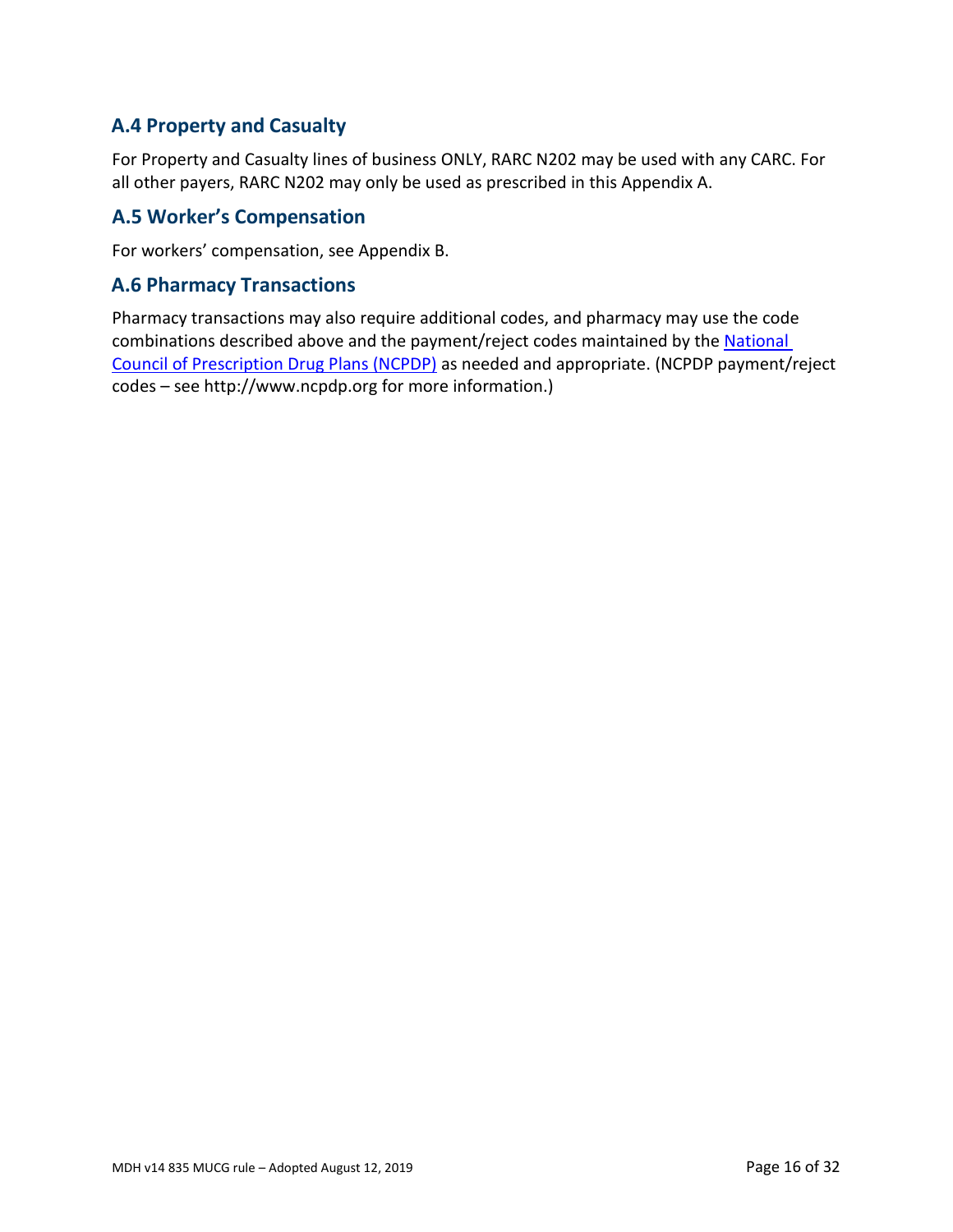## A.4 Property and Casualty

For Property and Casualty lines of business ONLY, RARC N202 may be used with any CARC. For all other payers, RARC N202 may only be used as prescribed in this Appendix A.

## A.5 Worker's Compensation

For workers' compensation, see Appendix B.

## A.6 Pharmacy Transactions

Pharmacy transactions may also require additional codes, and pharmacy may use the code combinations described above and the payment/reject codes maintained by the [National Council of Prescription Drug Plans (NCPDP)](http://www.ncpdp.org) as needed and appropriate. (NCPDP payment/reject codes – see http://www.ncpdp.org for more information.)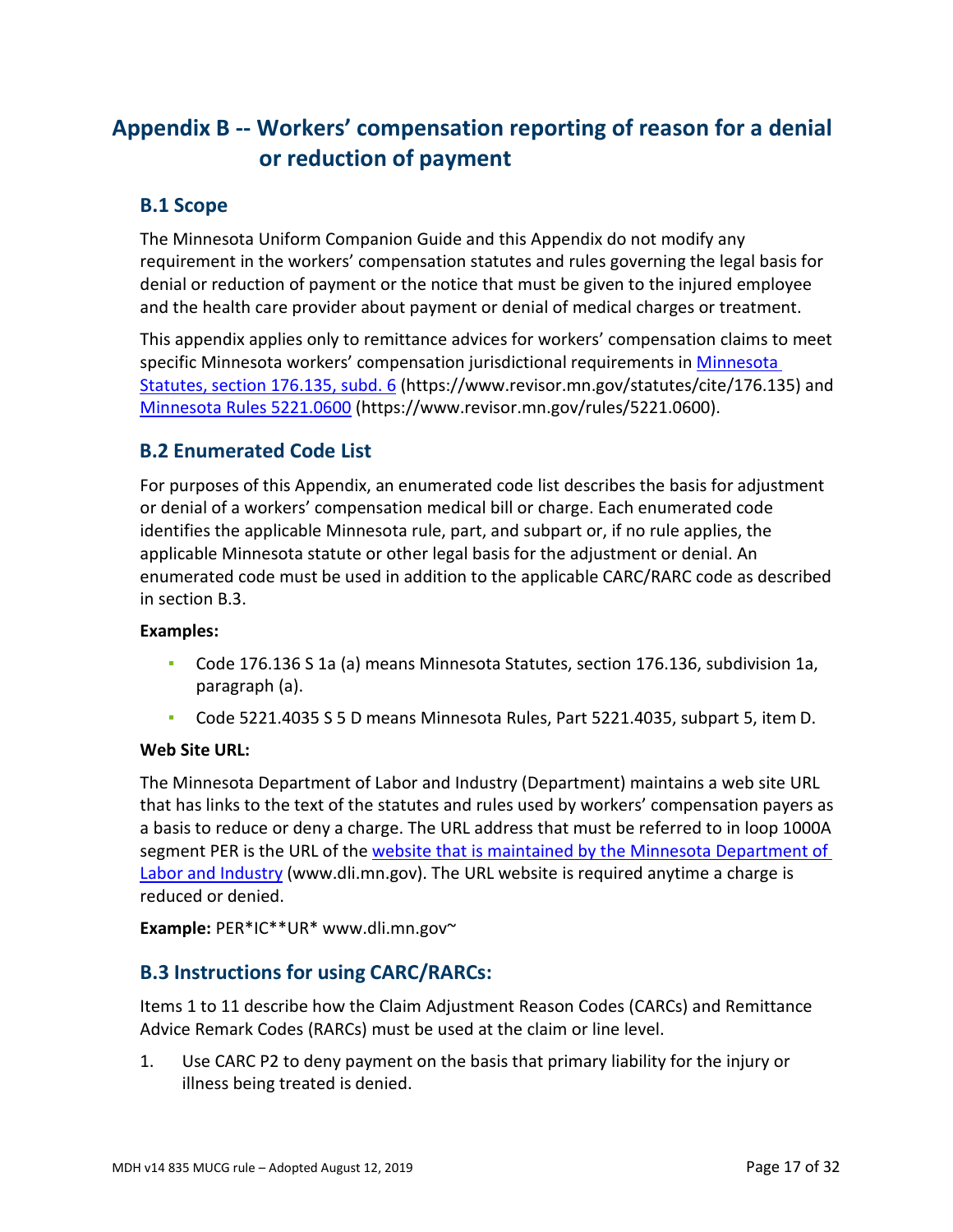# Appendix B -- Workers' compensation reporting of reason for a denial or reduction of payment

## B.1 Scope

The Minnesota Uniform Companion Guide and this Appendix do not modify any requirement in the workers' compensation statutes and rules governing the legal basis for denial or reduction of payment or the notice that must be given to the injured employee and the health care provider about payment or denial of medical charges or treatment.

This appendix applies only to remittance advices for workers' compensation claims to meet specific Minnesota workers' compensation jurisdictional requirements in [Minnesota Statutes, section 176.135, subd. 6](https://www.revisor.mn.gov/statutes/cite/176.135) (https://www.revisor.mn.gov/statutes/cite/176.135) and [Minnesota Rules 5221.0600](https://www.revisor.mn.gov/rules/5221.0600) (https://www.revisor.mn.gov/rules/5221.0600).

## B.2 Enumerated Code List

For purposes of this Appendix, an enumerated code list describes the basis for adjustment or denial of a workers' compensation medical bill or charge. Each enumerated code identifies the applicable Minnesota rule, part, and subpart or, if no rule applies, the applicable Minnesota statute or other legal basis for the adjustment or denial. An enumerated code must be used in addition to the applicable CARC/RARC code as described in section B.3.

**Examples:**

- Code 176.136 S 1a (a) means Minnesota Statutes, section 176.136, subdivision 1a, paragraph (a).
- Code 5221.4035 S 5 D means Minnesota Rules, Part 5221.4035, subpart 5, item D.

**Web Site URL:**

The Minnesota Department of Labor and Industry (Department) maintains a web site URL that has links to the text of the statutes and rules used by workers' compensation payers as a basis to reduce or deny a charge. The URL address that must be referred to in loop 1000A segment PER is the URL of the [website that is maintained by the Minnesota Department of Labor and Industry](http://www.dli.mn.gov) (www.dli.mn.gov). The URL website is required anytime a charge is reduced or denied.

**Example:** PER*IC**UR* www.dli.mn.gov~

## B.3 Instructions for using CARC/RARCs:

Items 1 to 11 describe how the Claim Adjustment Reason Codes (CARCs) and Remittance Advice Remark Codes (RARCs) must be used at the claim or line level.

1. Use CARC P2 to deny payment on the basis that primary liability for the injury or illness being treated is denied.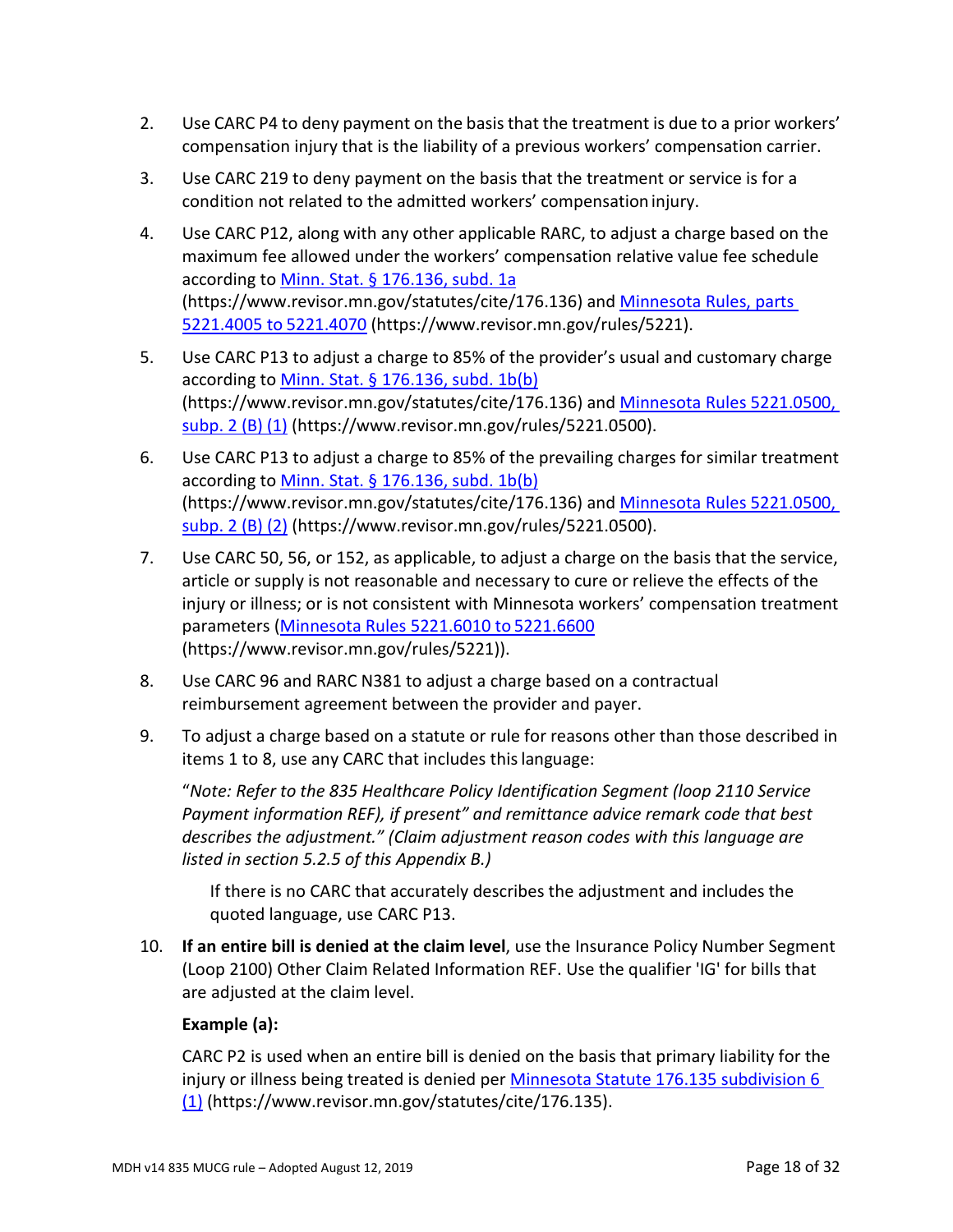2. Use CARC P4 to deny payment on the basis that the treatment is due to a prior workers' compensation injury that is the liability of a previous workers' compensation carrier.

3. Use CARC 219 to deny payment on the basis that the treatment or service is for a condition not related to the admitted workers' compensation injury.

4. Use CARC P12, along with any other applicable RARC, to adjust a charge based on the maximum fee allowed under the workers' compensation relative value fee schedule according to [Minn. Stat. § 176.136, subd. 1a](https://www.revisor.mn.gov/statutes/cite/176.136) (https://www.revisor.mn.gov/statutes/cite/176.136) and [Minnesota Rules, parts 5221.4005 to 5221.4070](https://www.revisor.mn.gov/rules/5221) (https://www.revisor.mn.gov/rules/5221).

5. Use CARC P13 to adjust a charge to 85% of the provider's usual and customary charge according to [Minn. Stat. § 176.136, subd. 1b(b)](https://www.revisor.mn.gov/statutes/cite/176.136) (https://www.revisor.mn.gov/statutes/cite/176.136) and [Minnesota Rules 5221.0500, subp. 2 (B) (1)](https://www.revisor.mn.gov/rules/5221.0500) (https://www.revisor.mn.gov/rules/5221.0500).

6. Use CARC P13 to adjust a charge to 85% of the prevailing charges for similar treatment according to [Minn. Stat. § 176.136, subd. 1b(b)](https://www.revisor.mn.gov/statutes/cite/176.136) (https://www.revisor.mn.gov/statutes/cite/176.136) and [Minnesota Rules 5221.0500, subp. 2 (B) (2)](https://www.revisor.mn.gov/rules/5221.0500) (https://www.revisor.mn.gov/rules/5221.0500).

7. Use CARC 50, 56, or 152, as applicable, to adjust a charge on the basis that the service, article or supply is not reasonable and necessary to cure or relieve the effects of the injury or illness; or is not consistent with Minnesota workers' compensation treatment parameters ([Minnesota Rules 5221.6010 to 5221.6600](https://www.revisor.mn.gov/rules/5221) (https://www.revisor.mn.gov/rules/5221)).

8. Use CARC 96 and RARC N381 to adjust a charge based on a contractual reimbursement agreement between the provider and payer.

9. To adjust a charge based on a statute or rule for reasons other than those described in items 1 to 8, use any CARC that includes this language:

   "*Note: Refer to the 835 Healthcare Policy Identification Segment (loop 2110 Service Payment information REF), if present" and remittance advice remark code that best describes the adjustment." (Claim adjustment reason codes with this language are listed in section 5.2.5 of this Appendix B.)*

   If there is no CARC that accurately describes the adjustment and includes the quoted language, use CARC P13.

10. **If an entire bill is denied at the claim level**, use the Insurance Policy Number Segment (Loop 2100) Other Claim Related Information REF. Use the qualifier 'IG' for bills that are adjusted at the claim level.

    **Example (a):**

    CARC P2 is used when an entire bill is denied on the basis that primary liability for the injury or illness being treated is denied per [Minnesota Statute 176.135 subdivision 6 (1)](https://www.revisor.mn.gov/statutes/cite/176.135) (https://www.revisor.mn.gov/statutes/cite/176.135).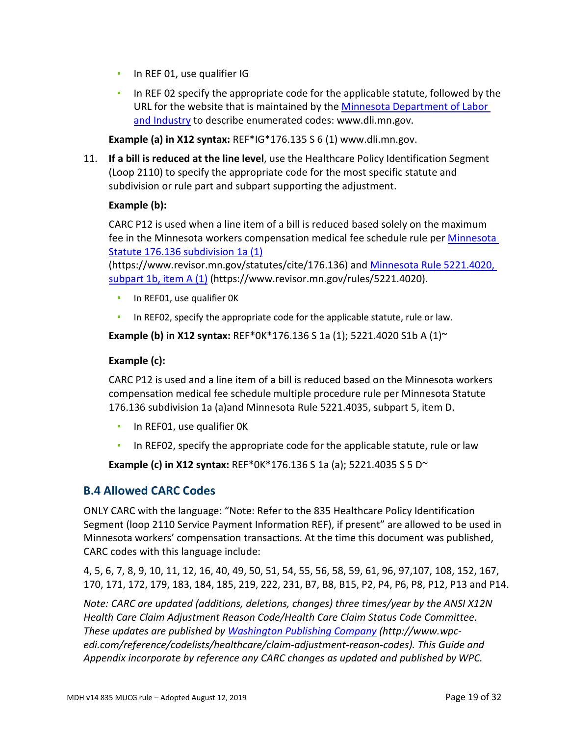- In REF 01, use qualifier IG
- In REF 02 specify the appropriate code for the applicable statute, followed by the URL for the website that is maintained by the [Minnesota Department of Labor and Industry](https://www.dli.mn.gov) to describe enumerated codes: www.dli.mn.gov.

**Example (a) in X12 syntax:** REF*IG*176.135 S 6 (1) www.dli.mn.gov.

11. **If a bill is reduced at the line level**, use the Healthcare Policy Identification Segment (Loop 2110) to specify the appropriate code for the most specific statute and subdivision or rule part and subpart supporting the adjustment.

    **Example (b):**

    CARC P12 is used when a line item of a bill is reduced based solely on the maximum fee in the Minnesota workers compensation medical fee schedule rule per [Minnesota Statute 176.136 subdivision 1a (1)](https://www.revisor.mn.gov/statutes/cite/176.136) (https://www.revisor.mn.gov/statutes/cite/176.136) and [Minnesota Rule 5221.4020, subpart 1b, item A (1)](https://www.revisor.mn.gov/rules/5221.4020) (https://www.revisor.mn.gov/rules/5221.4020).

    - In REF01, use qualifier 0K
    - In REF02, specify the appropriate code for the applicable statute, rule or law.

    **Example (b) in X12 syntax:** REF*0K*176.136 S 1a (1); 5221.4020 S1b A (1)~

    **Example (c):**

    CARC P12 is used and a line item of a bill is reduced based on the Minnesota workers compensation medical fee schedule multiple procedure rule per Minnesota Statute 176.136 subdivision 1a (a)and Minnesota Rule 5221.4035, subpart 5, item D.

    - In REF01, use qualifier 0K
    - In REF02, specify the appropriate code for the applicable statute, rule or law

    **Example (c) in X12 syntax:** REF*0K*176.136 S 1a (a); 5221.4035 S 5 D~

## B.4 Allowed CARC Codes

ONLY CARC with the language: "Note: Refer to the 835 Healthcare Policy Identification Segment (loop 2110 Service Payment Information REF), if present" are allowed to be used in Minnesota workers' compensation transactions. At the time this document was published, CARC codes with this language include:

4, 5, 6, 7, 8, 9, 10, 11, 12, 16, 40, 49, 50, 51, 54, 55, 56, 58, 59, 61, 96, 97,107, 108, 152, 167, 170, 171, 172, 179, 183, 184, 185, 219, 222, 231, B7, B8, B15, P2, P4, P6, P8, P12, P13 and P14.

*Note: CARC are updated (additions, deletions, changes) three times/year by the ANSI X12N Health Care Claim Adjustment Reason Code/Health Care Claim Status Code Committee. These updates are published by [Washington Publishing Company](http://www.wpc-edi.com/reference/codelists/healthcare/claim-adjustment-reason-codes) (http://www.wpc-edi.com/reference/codelists/healthcare/claim-adjustment-reason-codes). This Guide and Appendix incorporate by reference any CARC changes as updated and published by WPC.*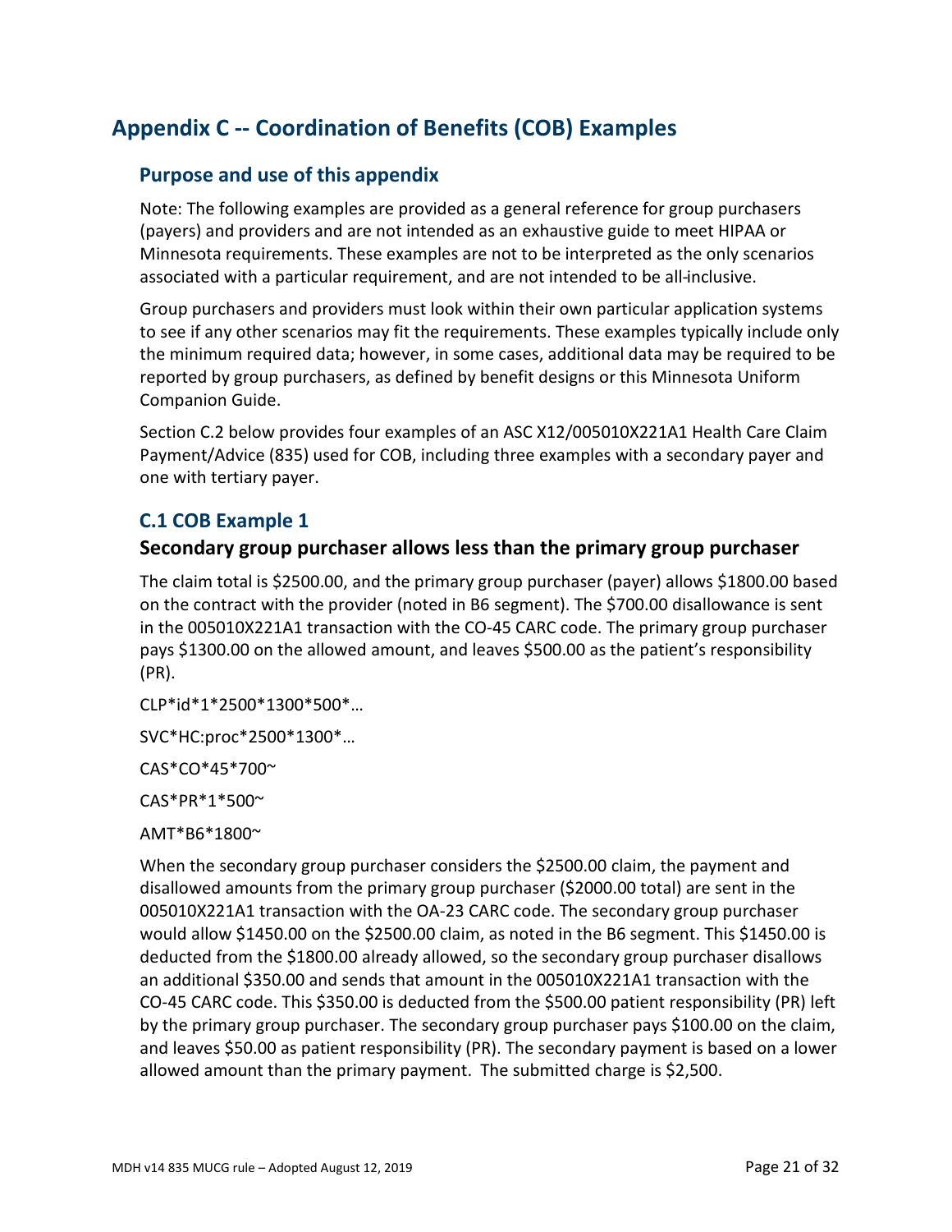# Appendix C -- Coordination of Benefits (COB) Examples

## Purpose and use of this appendix

Note: The following examples are provided as a general reference for group purchasers (payers) and providers and are not intended as an exhaustive guide to meet HIPAA or Minnesota requirements. These examples are not to be interpreted as the only scenarios associated with a particular requirement, and are not intended to be all-inclusive.

Group purchasers and providers must look within their own particular application systems to see if any other scenarios may fit the requirements. These examples typically include only the minimum required data; however, in some cases, additional data may be required to be reported by group purchasers, as defined by benefit designs or this Minnesota Uniform Companion Guide.

Section C.2 below provides four examples of an ASC X12/005010X221A1 Health Care Claim Payment/Advice (835) used for COB, including three examples with a secondary payer and one with tertiary payer.

## C.1 COB Example 1

### Secondary group purchaser allows less than the primary group purchaser

The claim total is $2500.00, and the primary group purchaser (payer) allows $1800.00 based on the contract with the provider (noted in B6 segment). The $700.00 disallowance is sent in the 005010X221A1 transaction with the CO-45 CARC code. The primary group purchaser pays $1300.00 on the allowed amount, and leaves $500.00 as the patient's responsibility (PR).

CLP*id*1*2500*1300*500*…

SVC*HC:proc*2500*1300*…

CAS*CO*45*700~

CAS*PR*1*500~

AMT*B6*1800~

When the secondary group purchaser considers the $2500.00 claim, the payment and disallowed amounts from the primary group purchaser ($2000.00 total) are sent in the 005010X221A1 transaction with the OA-23 CARC code. The secondary group purchaser would allow $1450.00 on the $2500.00 claim, as noted in the B6 segment. This $1450.00 is deducted from the $1800.00 already allowed, so the secondary group purchaser disallows an additional $350.00 and sends that amount in the 005010X221A1 transaction with the CO-45 CARC code. This $350.00 is deducted from the $500.00 patient responsibility (PR) left by the primary group purchaser. The secondary group purchaser pays $100.00 on the claim, and leaves $50.00 as patient responsibility (PR). The secondary payment is based on a lower allowed amount than the primary payment. The submitted charge is $2,500.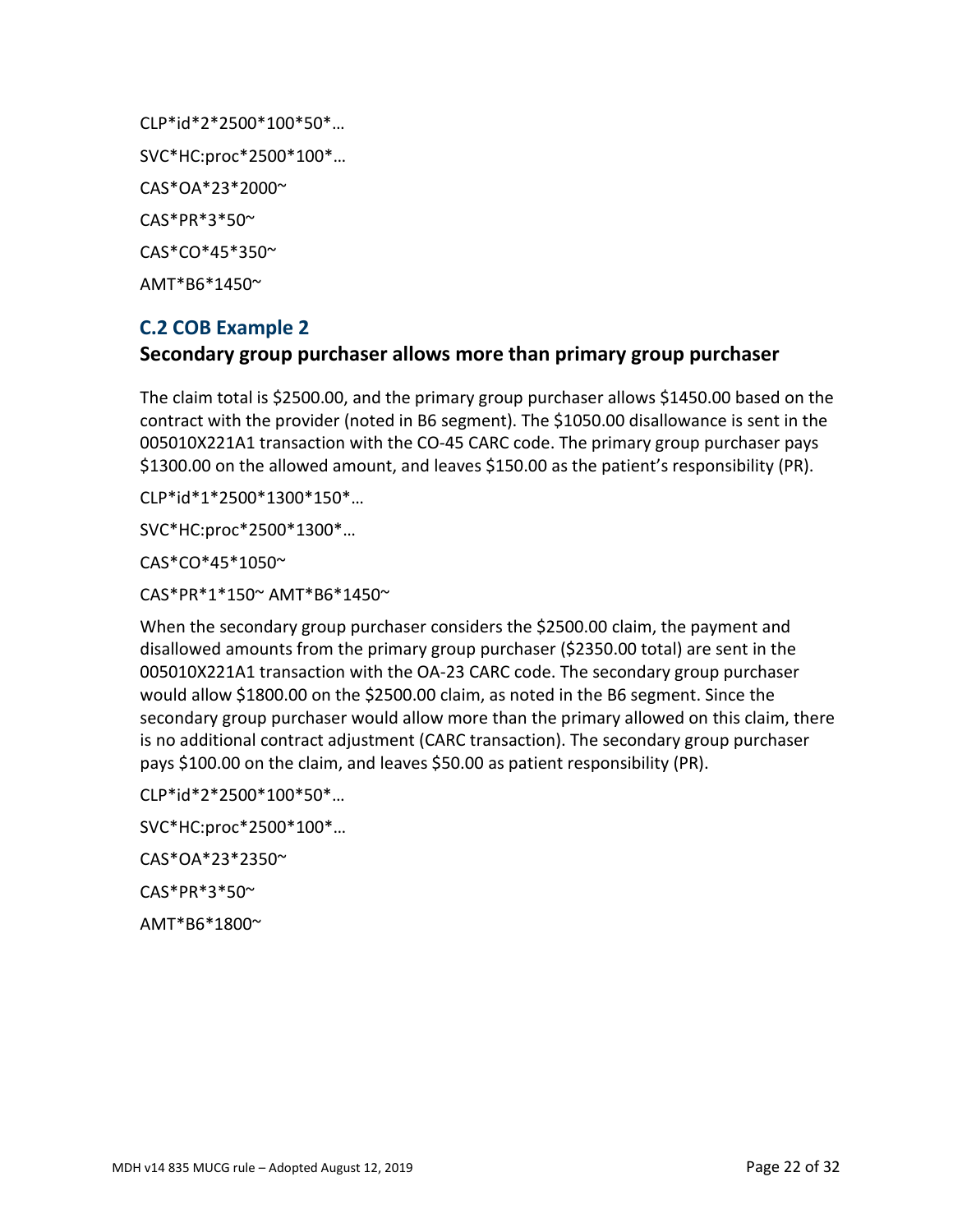CLP*id*2*2500*100*50*…

SVC*HC:proc*2500*100*…

CAS*OA*23*2000~

CAS*PR*3*50~

CAS*CO*45*350~

AMT*B6*1450~

## C.2 COB Example 2

### Secondary group purchaser allows more than primary group purchaser

The claim total is $2500.00, and the primary group purchaser allows $1450.00 based on the contract with the provider (noted in B6 segment). The $1050.00 disallowance is sent in the 005010X221A1 transaction with the CO-45 CARC code. The primary group purchaser pays $1300.00 on the allowed amount, and leaves $150.00 as the patient's responsibility (PR).

CLP*id*1*2500*1300*150*…

SVC*HC:proc*2500*1300*…

CAS*CO*45*1050~

CAS*PR*1*150~ AMT*B6*1450~

When the secondary group purchaser considers the $2500.00 claim, the payment and disallowed amounts from the primary group purchaser ($2350.00 total) are sent in the 005010X221A1 transaction with the OA-23 CARC code. The secondary group purchaser would allow $1800.00 on the $2500.00 claim, as noted in the B6 segment. Since the secondary group purchaser would allow more than the primary allowed on this claim, there is no additional contract adjustment (CARC transaction). The secondary group purchaser pays $100.00 on the claim, and leaves $50.00 as patient responsibility (PR).

CLP*id*2*2500*100*50*…

SVC*HC:proc*2500*100*…

CAS*OA*23*2350~

CAS*PR*3*50~

AMT*B6*1800~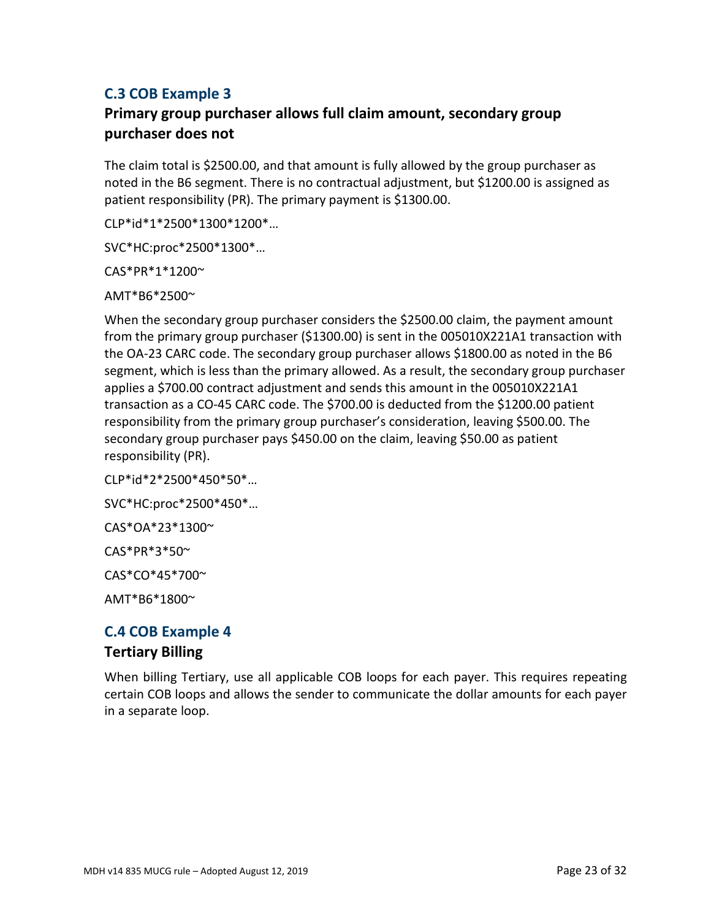## C.3 COB Example 3

### Primary group purchaser allows full claim amount, secondary group purchaser does not

The claim total is $2500.00, and that amount is fully allowed by the group purchaser as noted in the B6 segment. There is no contractual adjustment, but $1200.00 is assigned as patient responsibility (PR). The primary payment is $1300.00.

CLP*id*1*2500*1300*1200*…

SVC*HC:proc*2500*1300*…

CAS*PR*1*1200~

AMT*B6*2500~

When the secondary group purchaser considers the $2500.00 claim, the payment amount from the primary group purchaser ($1300.00) is sent in the 005010X221A1 transaction with the OA-23 CARC code. The secondary group purchaser allows $1800.00 as noted in the B6 segment, which is less than the primary allowed. As a result, the secondary group purchaser applies a $700.00 contract adjustment and sends this amount in the 005010X221A1 transaction as a CO-45 CARC code. The $700.00 is deducted from the $1200.00 patient responsibility from the primary group purchaser's consideration, leaving $500.00. The secondary group purchaser pays $450.00 on the claim, leaving $50.00 as patient responsibility (PR).

CLP*id*2*2500*450*50*…

SVC*HC:proc*2500*450*…

CAS*OA*23*1300~

CAS*PR*3*50~

CAS*CO*45*700~

AMT*B6*1800~

## C.4 COB Example 4

### Tertiary Billing

When billing Tertiary, use all applicable COB loops for each payer. This requires repeating certain COB loops and allows the sender to communicate the dollar amounts for each payer in a separate loop.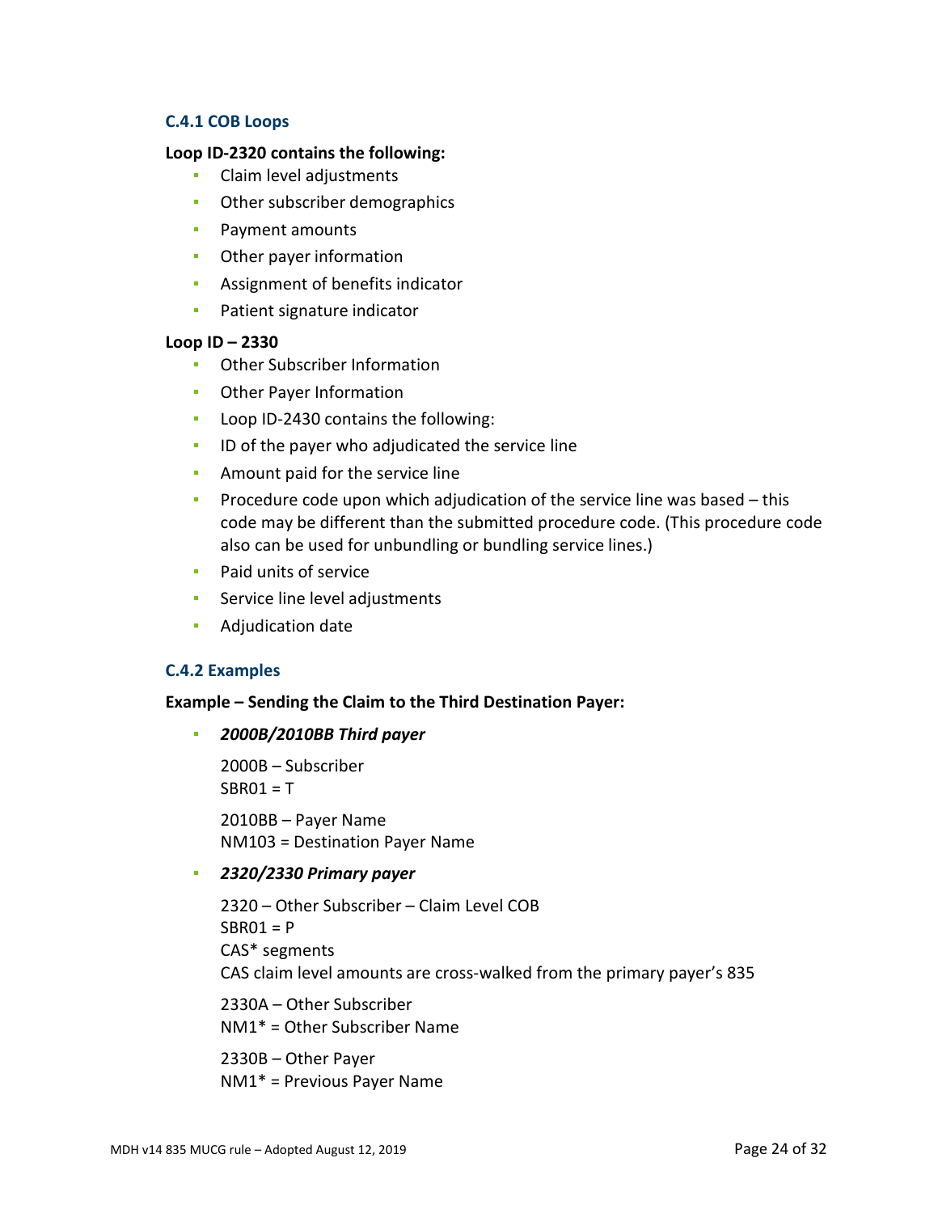### C.4.1 COB Loops

**Loop ID-2320 contains the following:**

- Claim level adjustments
- Other subscriber demographics
- Payment amounts
- Other payer information
- Assignment of benefits indicator
- Patient signature indicator

**Loop ID – 2330**

- Other Subscriber Information
- Other Payer Information
- Loop ID-2430 contains the following:
- ID of the payer who adjudicated the service line
- Amount paid for the service line
- Procedure code upon which adjudication of the service line was based – this code may be different than the submitted procedure code. (This procedure code also can be used for unbundling or bundling service lines.)
- Paid units of service
- Service line level adjustments
- Adjudication date

### C.4.2 Examples

**Example – Sending the Claim to the Third Destination Payer:**

- ***2000B/2010BB Third payer***

  2000B – Subscriber
  SBR01 = T

  2010BB – Payer Name
  NM103 = Destination Payer Name

- ***2320/2330 Primary payer***

  2320 – Other Subscriber – Claim Level COB
  SBR01 = P
  CAS* segments
  CAS claim level amounts are cross-walked from the primary payer's 835

  2330A – Other Subscriber
  NM1* = Other Subscriber Name

  2330B – Other Payer
  NM1* = Previous Payer Name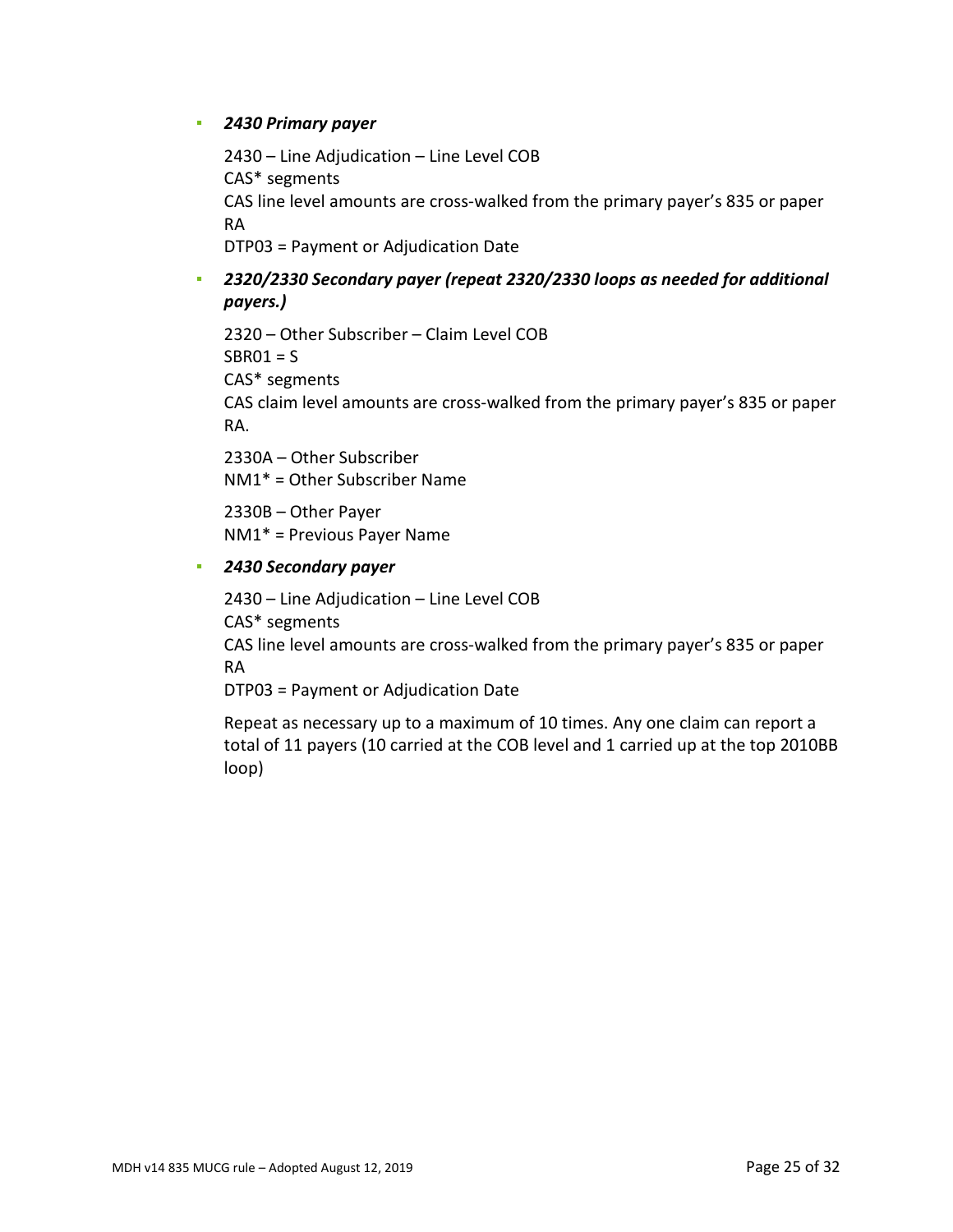- ***2430 Primary payer***

  2430 – Line Adjudication – Line Level COB
  CAS* segments
  CAS line level amounts are cross-walked from the primary payer's 835 or paper RA
  DTP03 = Payment or Adjudication Date

- ***2320/2330 Secondary payer (repeat 2320/2330 loops as needed for additional payers.)***

  2320 – Other Subscriber – Claim Level COB
  SBR01 = S
  CAS* segments
  CAS claim level amounts are cross-walked from the primary payer's 835 or paper RA.

  2330A – Other Subscriber
  NM1* = Other Subscriber Name

  2330B – Other Payer
  NM1* = Previous Payer Name

- ***2430 Secondary payer***

  2430 – Line Adjudication – Line Level COB
  CAS* segments
  CAS line level amounts are cross-walked from the primary payer's 835 or paper RA
  DTP03 = Payment or Adjudication Date

  Repeat as necessary up to a maximum of 10 times. Any one claim can report a total of 11 payers (10 carried at the COB level and 1 carried up at the top 2010BB loop)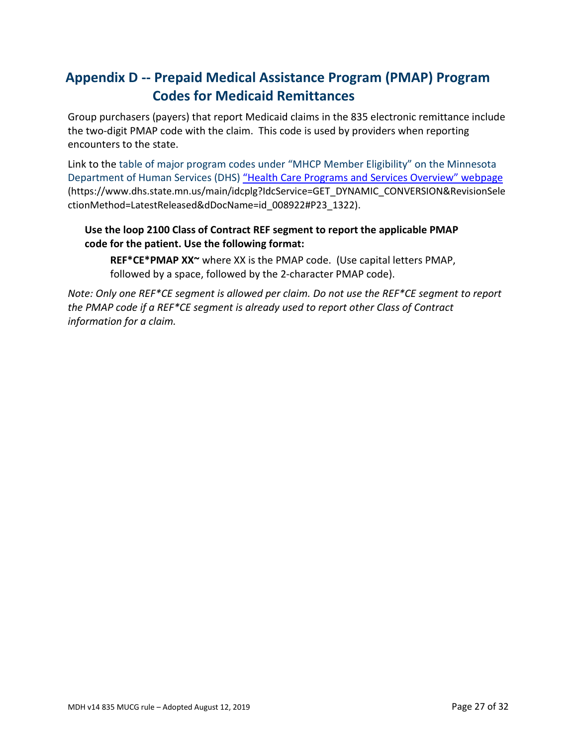## Appendix D -- Prepaid Medical Assistance Program (PMAP) Program Codes for Medicaid Remittances

Group purchasers (payers) that report Medicaid claims in the 835 electronic remittance include the two-digit PMAP code with the claim. This code is used by providers when reporting encounters to the state.

Link to the table of major program codes under "MHCP Member Eligibility" on the Minnesota Department of Human Services (DHS) ["Health Care Programs and Services Overview" webpage](https://www.dhs.state.mn.us/main/idcplg?IdcService=GET_DYNAMIC_CONVERSION&RevisionSelectionMethod=LatestReleased&dDocName=id_008922#P23_1322) (https://www.dhs.state.mn.us/main/idcplg?IdcService=GET_DYNAMIC_CONVERSION&RevisionSelectionMethod=LatestReleased&dDocName=id_008922#P23_1322).

**Use the loop 2100 Class of Contract REF segment to report the applicable PMAP code for the patient. Use the following format:**

> **REF*CE*PMAP XX~** where XX is the PMAP code. (Use capital letters PMAP, followed by a space, followed by the 2-character PMAP code).

*Note: Only one REF*CE segment is allowed per claim. Do not use the REF*CE segment to report the PMAP code if a REF*CE segment is already used to report other Class of Contract information for a claim.*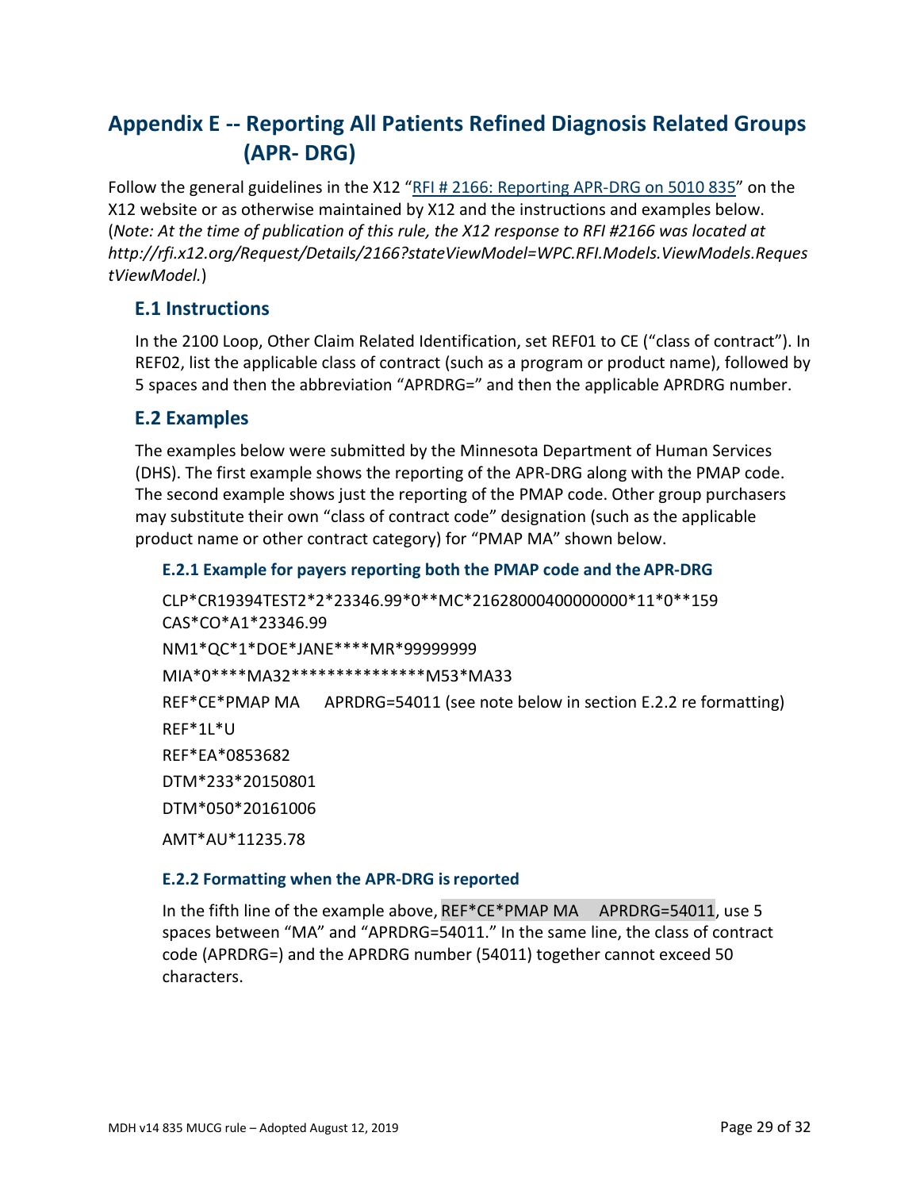# Appendix E -- Reporting All Patients Refined Diagnosis Related Groups (APR- DRG)

Follow the general guidelines in the X12 "RFI # 2166: Reporting APR-DRG on 5010 835" on the X12 website or as otherwise maintained by X12 and the instructions and examples below. (*Note: At the time of publication of this rule, the X12 response to RFI #2166 was located at http://rfi.x12.org/Request/Details/2166?stateViewModel=WPC.RFI.Models.ViewModels.RequestViewModel.*)

## E.1 Instructions

In the 2100 Loop, Other Claim Related Identification, set REF01 to CE ("class of contract"). In REF02, list the applicable class of contract (such as a program or product name), followed by 5 spaces and then the abbreviation "APRDRG=" and then the applicable APRDRG number.

## E.2 Examples

The examples below were submitted by the Minnesota Department of Human Services (DHS). The first example shows the reporting of the APR-DRG along with the PMAP code. The second example shows just the reporting of the PMAP code. Other group purchasers may substitute their own "class of contract code" designation (such as the applicable product name or other contract category) for "PMAP MA" shown below.

### E.2.1 Example for payers reporting both the PMAP code and the APR-DRG

```
CLP*CR19394TEST2*2*23346.99*0**MC*21628000400000000*11*0**159
CAS*CO*A1*23346.99
NM1*QC*1*DOE*JANE****MR*99999999
MIA*0****MA32***************M53*MA33
REF*CE*PMAP MA     APRDRG=54011 (see note below in section E.2.2 re formatting)
REF*1L*U
REF*EA*0853682
DTM*233*20150801
DTM*050*20161006
AMT*AU*11235.78
```

### E.2.2 Formatting when the APR-DRG is reported

In the fifth line of the example above, REF*CE*PMAP MA     APRDRG=54011, use 5 spaces between "MA" and "APRDRG=54011." In the same line, the class of contract code (APRDRG=) and the APRDRG number (54011) together cannot exceed 50 characters.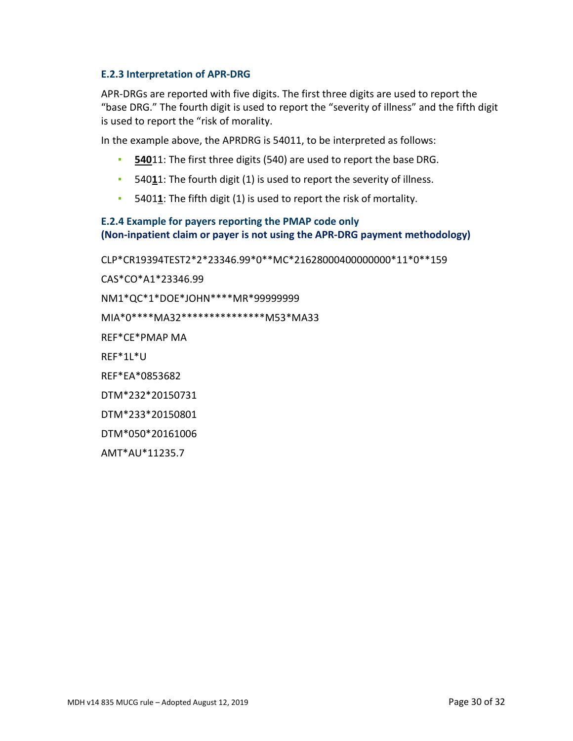### E.2.3 Interpretation of APR-DRG

APR-DRGs are reported with five digits. The first three digits are used to report the "base DRG." The fourth digit is used to report the "severity of illness" and the fifth digit is used to report the "risk of morality.

In the example above, the APRDRG is 54011, to be interpreted as follows:

- **<u>540</u>**11: The first three digits (540) are used to report the base DRG.
- 540**<u>1</u>**1: The fourth digit (1) is used to report the severity of illness.
- 5401**<u>1</u>**: The fifth digit (1) is used to report the risk of mortality.

### E.2.4 Example for payers reporting the PMAP code only (Non-inpatient claim or payer is not using the APR-DRG payment methodology)

```
CLP*CR19394TEST2*2*23346.99*0**MC*21628000400000000*11*0**159
CAS*CO*A1*23346.99
NM1*QC*1*DOE*JOHN****MR*99999999
MIA*0****MA32***************M53*MA33
REF*CE*PMAP MA
REF*1L*U
REF*EA*0853682
DTM*232*20150731
DTM*233*20150801
DTM*050*20161006
AMT*AU*11235.7
```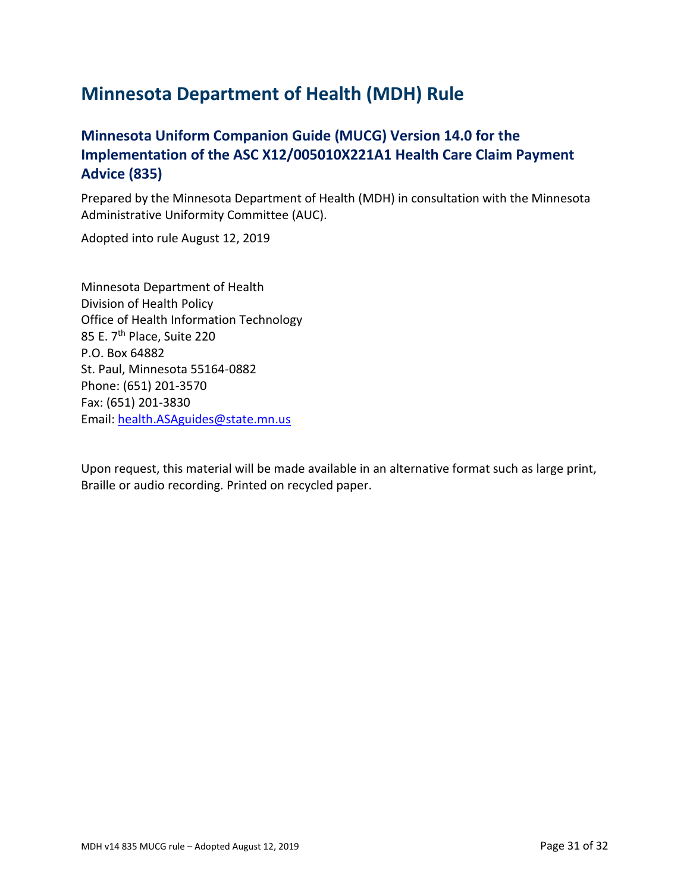# Minnesota Department of Health (MDH) Rule

## Minnesota Uniform Companion Guide (MUCG) Version 14.0 for the Implementation of the ASC X12/005010X221A1 Health Care Claim Payment Advice (835)

Prepared by the Minnesota Department of Health (MDH) in consultation with the Minnesota Administrative Uniformity Committee (AUC).

Adopted into rule August 12, 2019

Minnesota Department of Health  
Division of Health Policy  
Office of Health Information Technology  
85 E. 7th Place, Suite 220  
P.O. Box 64882  
St. Paul, Minnesota 55164-0882  
Phone: (651) 201-3570  
Fax: (651) 201-3830  
Email: health.ASAguides@state.mn.us

Upon request, this material will be made available in an alternative format such as large print, Braille or audio recording. Printed on recycled paper.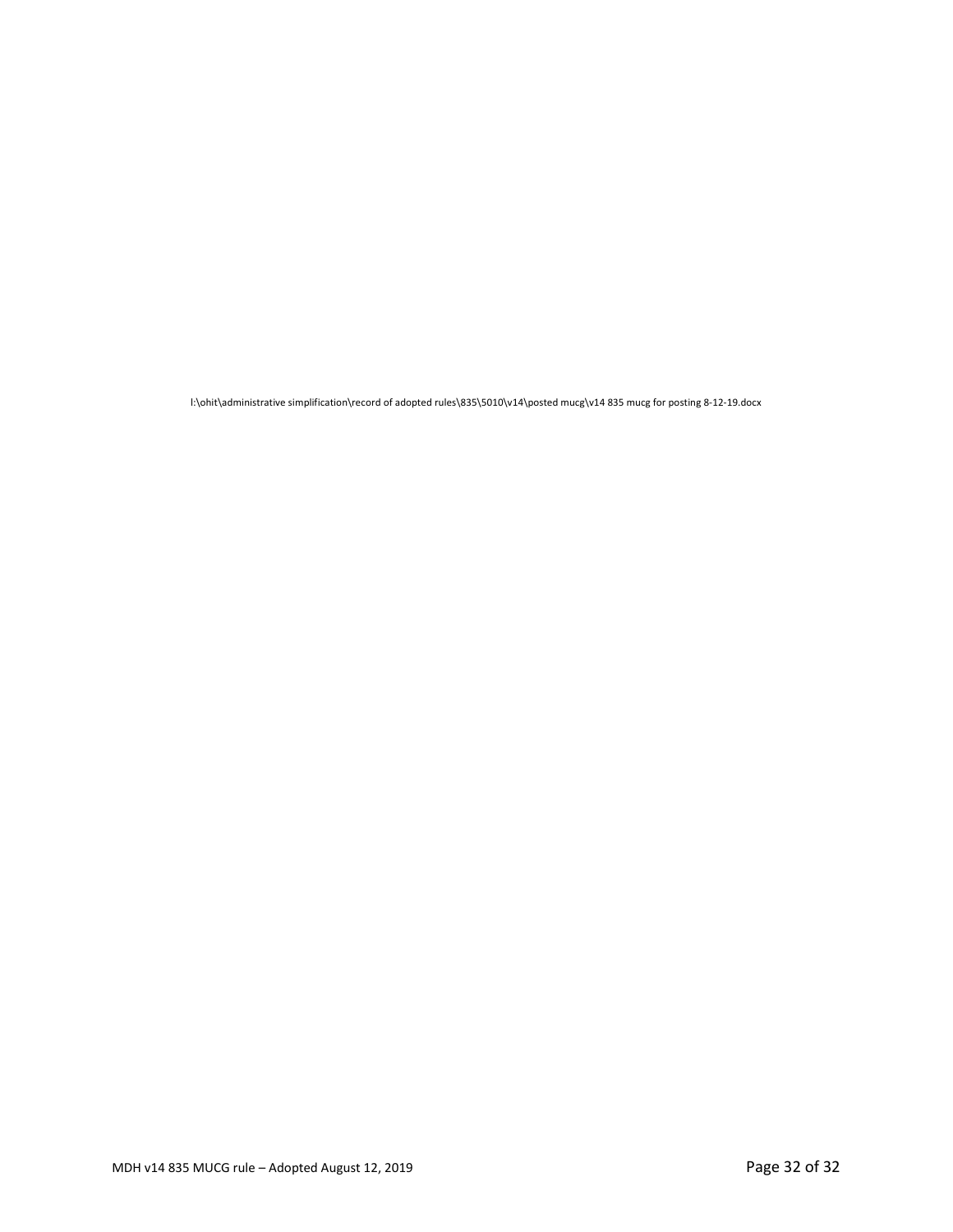l:\ohit\administrative simplification\record of adopted rules\835\5010\v14\posted mucg\v14 835 mucg for posting 8-12-19.docx